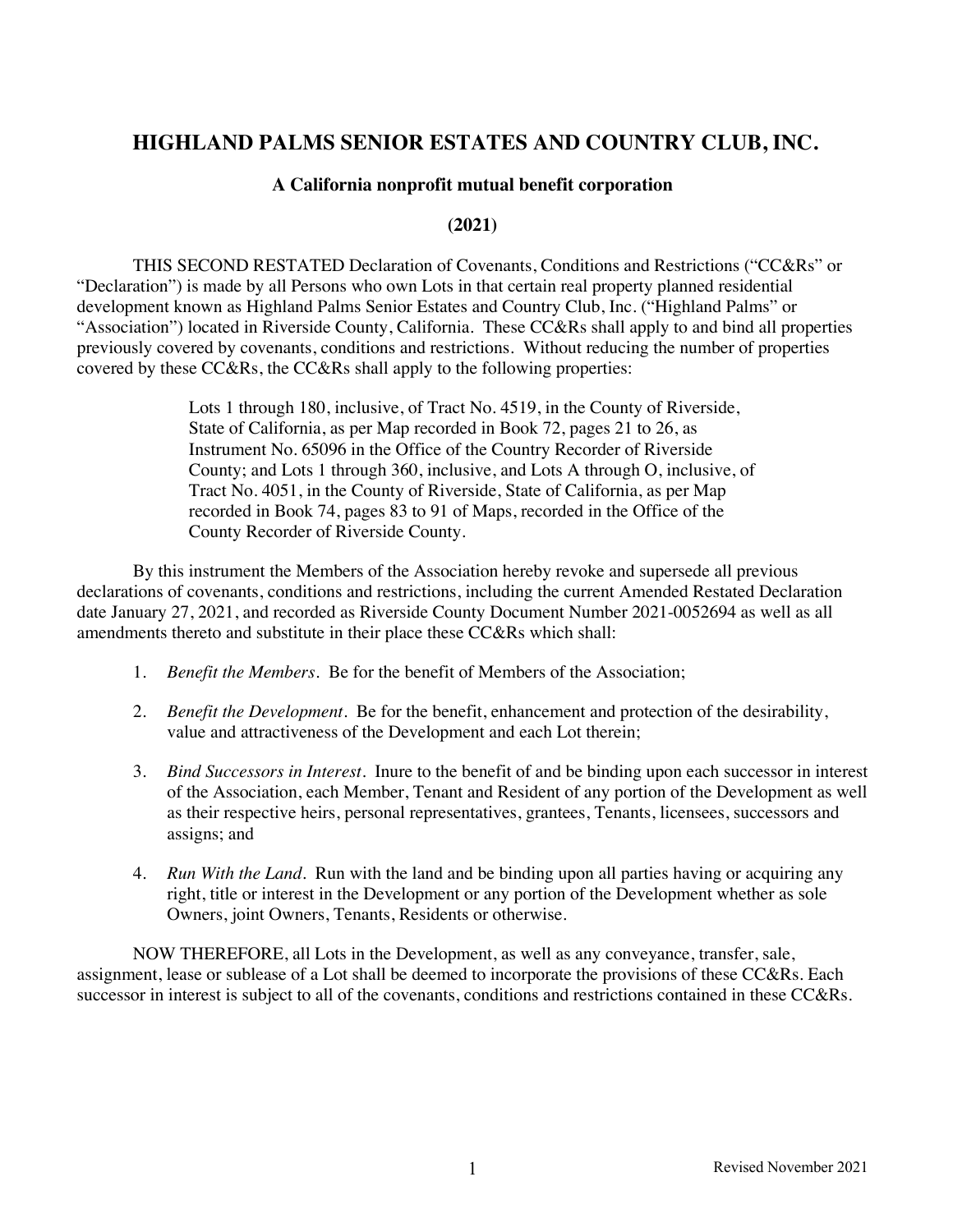# HIGHLAND PALMS SENIOR ESTATES AND COUNTRY CLUB, INC.

**A California nonprofit mutual benefit corporation**

**(2021)**

THIS SECOND RESTATED Declaration of Covenants, Conditions and Restrictions ("CC&Rs" or "Declaration") is made by all Persons who own Lots in that certain real property planned residential development known as Highland Palms Senior Estates and Country Club, Inc. ("Highland Palms" or "Association") located in Riverside County, California. These CC&Rs shall apply to and bind all properties previously covered by covenants, conditions and restrictions. Without reducing the number of properties covered by these CC&Rs, the CC&Rs shall apply to the following properties:

> Lots 1 through 180, inclusive, of Tract No. 4519, in the County of Riverside, State of California, as per Map recorded in Book 72, pages 21 to 26, as Instrument No. 65096 in the Office of the Country Recorder of Riverside County; and Lots 1 through 360, inclusive, and Lots A through O, inclusive, of Tract No. 4051, in the County of Riverside, State of California, as per Map recorded in Book 74, pages 83 to 91 of Maps, recorded in the Office of the County Recorder of Riverside County.

By this instrument the Members of the Association hereby revoke and supersede all previous declarations of covenants, conditions and restrictions, including the current Amended Restated Declaration date January 27, 2021, and recorded as Riverside County Document Number 2021-0052694 as well as all amendments thereto and substitute in their place these CC&Rs which shall:

1. *Benefit the Members*. Be for the benefit of Members of the Association;

2. *Benefit the Development*. Be for the benefit, enhancement and protection of the desirability, value and attractiveness of the Development and each Lot therein;

3. *Bind Successors in Interest*. Inure to the benefit of and be binding upon each successor in interest of the Association, each Member, Tenant and Resident of any portion of the Development as well as their respective heirs, personal representatives, grantees, Tenants, licensees, successors and assigns; and

4. *Run With the Land*. Run with the land and be binding upon all parties having or acquiring any right, title or interest in the Development or any portion of the Development whether as sole Owners, joint Owners, Tenants, Residents or otherwise.

NOW THEREFORE, all Lots in the Development, as well as any conveyance, transfer, sale, assignment, lease or sublease of a Lot shall be deemed to incorporate the provisions of these CC&Rs. Each successor in interest is subject to all of the covenants, conditions and restrictions contained in these CC&Rs.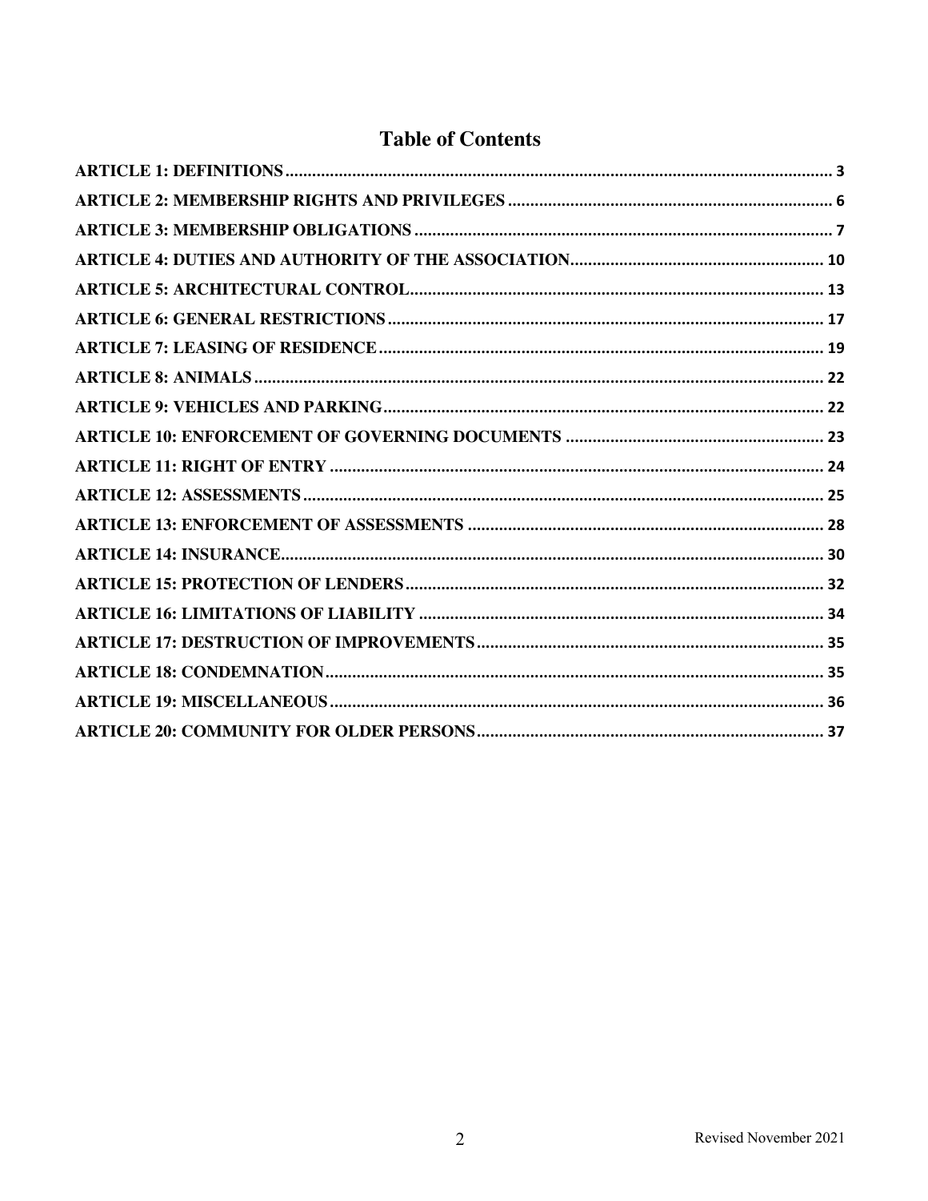# Table of Contents

| | |
|---|---|
| ARTICLE 1: DEFINITIONS | 3 |
| ARTICLE 2: MEMBERSHIP RIGHTS AND PRIVILEGES | 6 |
| ARTICLE 3: MEMBERSHIP OBLIGATIONS | 7 |
| ARTICLE 4: DUTIES AND AUTHORITY OF THE ASSOCIATION | 10 |
| ARTICLE 5: ARCHITECTURAL CONTROL | 13 |
| ARTICLE 6: GENERAL RESTRICTIONS | 17 |
| ARTICLE 7: LEASING OF RESIDENCE | 19 |
| ARTICLE 8: ANIMALS | 22 |
| ARTICLE 9: VEHICLES AND PARKING | 22 |
| ARTICLE 10: ENFORCEMENT OF GOVERNING DOCUMENTS | 23 |
| ARTICLE 11: RIGHT OF ENTRY | 24 |
| ARTICLE 12: ASSESSMENTS | 25 |
| ARTICLE 13: ENFORCEMENT OF ASSESSMENTS | 28 |
| ARTICLE 14: INSURANCE | 30 |
| ARTICLE 15: PROTECTION OF LENDERS | 32 |
| ARTICLE 16: LIMITATIONS OF LIABILITY | 34 |
| ARTICLE 17: DESTRUCTION OF IMPROVEMENTS | 35 |
| ARTICLE 18: CONDEMNATION | 35 |
| ARTICLE 19: MISCELLANEOUS | 36 |
| ARTICLE 20: COMMUNITY FOR OLDER PERSONS | 37 |

Revised November 2021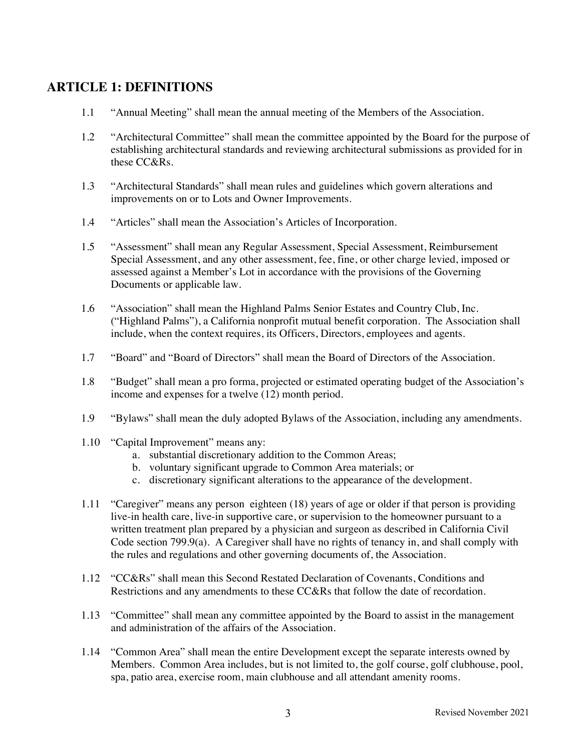## ARTICLE 1: DEFINITIONS

1.1 "Annual Meeting" shall mean the annual meeting of the Members of the Association.

1.2 "Architectural Committee" shall mean the committee appointed by the Board for the purpose of establishing architectural standards and reviewing architectural submissions as provided for in these CC&Rs.

1.3 "Architectural Standards" shall mean rules and guidelines which govern alterations and improvements on or to Lots and Owner Improvements.

1.4 "Articles" shall mean the Association's Articles of Incorporation.

1.5 "Assessment" shall mean any Regular Assessment, Special Assessment, Reimbursement Special Assessment, and any other assessment, fee, fine, or other charge levied, imposed or assessed against a Member's Lot in accordance with the provisions of the Governing Documents or applicable law.

1.6 "Association" shall mean the Highland Palms Senior Estates and Country Club, Inc. ("Highland Palms"), a California nonprofit mutual benefit corporation. The Association shall include, when the context requires, its Officers, Directors, employees and agents.

1.7 "Board" and "Board of Directors" shall mean the Board of Directors of the Association.

1.8 "Budget" shall mean a pro forma, projected or estimated operating budget of the Association's income and expenses for a twelve (12) month period.

1.9 "Bylaws" shall mean the duly adopted Bylaws of the Association, including any amendments.

1.10 "Capital Improvement" means any:

a. substantial discretionary addition to the Common Areas;
b. voluntary significant upgrade to Common Area materials; or
c. discretionary significant alterations to the appearance of the development.

1.11 "Caregiver" means any person eighteen (18) years of age or older if that person is providing live-in health care, live-in supportive care, or supervision to the homeowner pursuant to a written treatment plan prepared by a physician and surgeon as described in California Civil Code section 799.9(a). A Caregiver shall have no rights of tenancy in, and shall comply with the rules and regulations and other governing documents of, the Association.

1.12 "CC&Rs" shall mean this Second Restated Declaration of Covenants, Conditions and Restrictions and any amendments to these CC&Rs that follow the date of recordation.

1.13 "Committee" shall mean any committee appointed by the Board to assist in the management and administration of the affairs of the Association.

1.14 "Common Area" shall mean the entire Development except the separate interests owned by Members. Common Area includes, but is not limited to, the golf course, golf clubhouse, pool, spa, patio area, exercise room, main clubhouse and all attendant amenity rooms.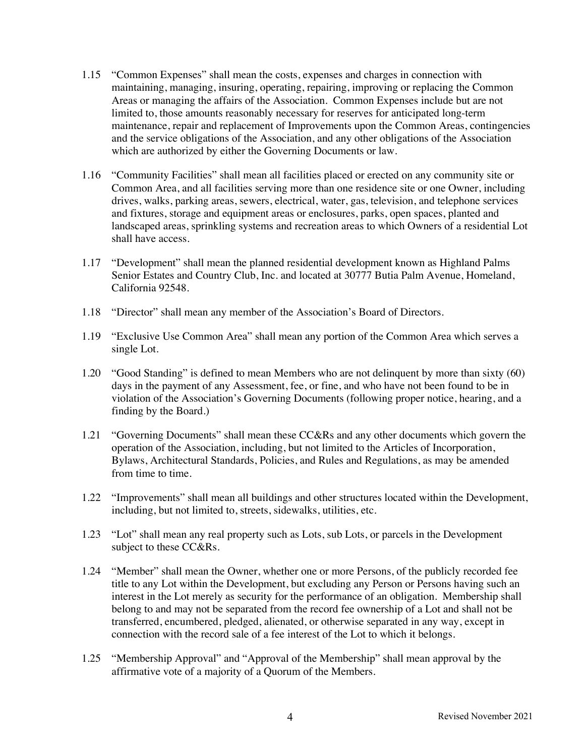1.15 "Common Expenses" shall mean the costs, expenses and charges in connection with maintaining, managing, insuring, operating, repairing, improving or replacing the Common Areas or managing the affairs of the Association. Common Expenses include but are not limited to, those amounts reasonably necessary for reserves for anticipated long-term maintenance, repair and replacement of Improvements upon the Common Areas, contingencies and the service obligations of the Association, and any other obligations of the Association which are authorized by either the Governing Documents or law.

1.16 "Community Facilities" shall mean all facilities placed or erected on any community site or Common Area, and all facilities serving more than one residence site or one Owner, including drives, walks, parking areas, sewers, electrical, water, gas, television, and telephone services and fixtures, storage and equipment areas or enclosures, parks, open spaces, planted and landscaped areas, sprinkling systems and recreation areas to which Owners of a residential Lot shall have access.

1.17 "Development" shall mean the planned residential development known as Highland Palms Senior Estates and Country Club, Inc. and located at 30777 Butia Palm Avenue, Homeland, California 92548.

1.18 "Director" shall mean any member of the Association's Board of Directors.

1.19 "Exclusive Use Common Area" shall mean any portion of the Common Area which serves a single Lot.

1.20 "Good Standing" is defined to mean Members who are not delinquent by more than sixty (60) days in the payment of any Assessment, fee, or fine, and who have not been found to be in violation of the Association's Governing Documents (following proper notice, hearing, and a finding by the Board.)

1.21 "Governing Documents" shall mean these CC&Rs and any other documents which govern the operation of the Association, including, but not limited to the Articles of Incorporation, Bylaws, Architectural Standards, Policies, and Rules and Regulations, as may be amended from time to time.

1.22 "Improvements" shall mean all buildings and other structures located within the Development, including, but not limited to, streets, sidewalks, utilities, etc.

1.23 "Lot" shall mean any real property such as Lots, sub Lots, or parcels in the Development subject to these CC&Rs.

1.24 "Member" shall mean the Owner, whether one or more Persons, of the publicly recorded fee title to any Lot within the Development, but excluding any Person or Persons having such an interest in the Lot merely as security for the performance of an obligation. Membership shall belong to and may not be separated from the record fee ownership of a Lot and shall not be transferred, encumbered, pledged, alienated, or otherwise separated in any way, except in connection with the record sale of a fee interest of the Lot to which it belongs.

1.25 "Membership Approval" and "Approval of the Membership" shall mean approval by the affirmative vote of a majority of a Quorum of the Members.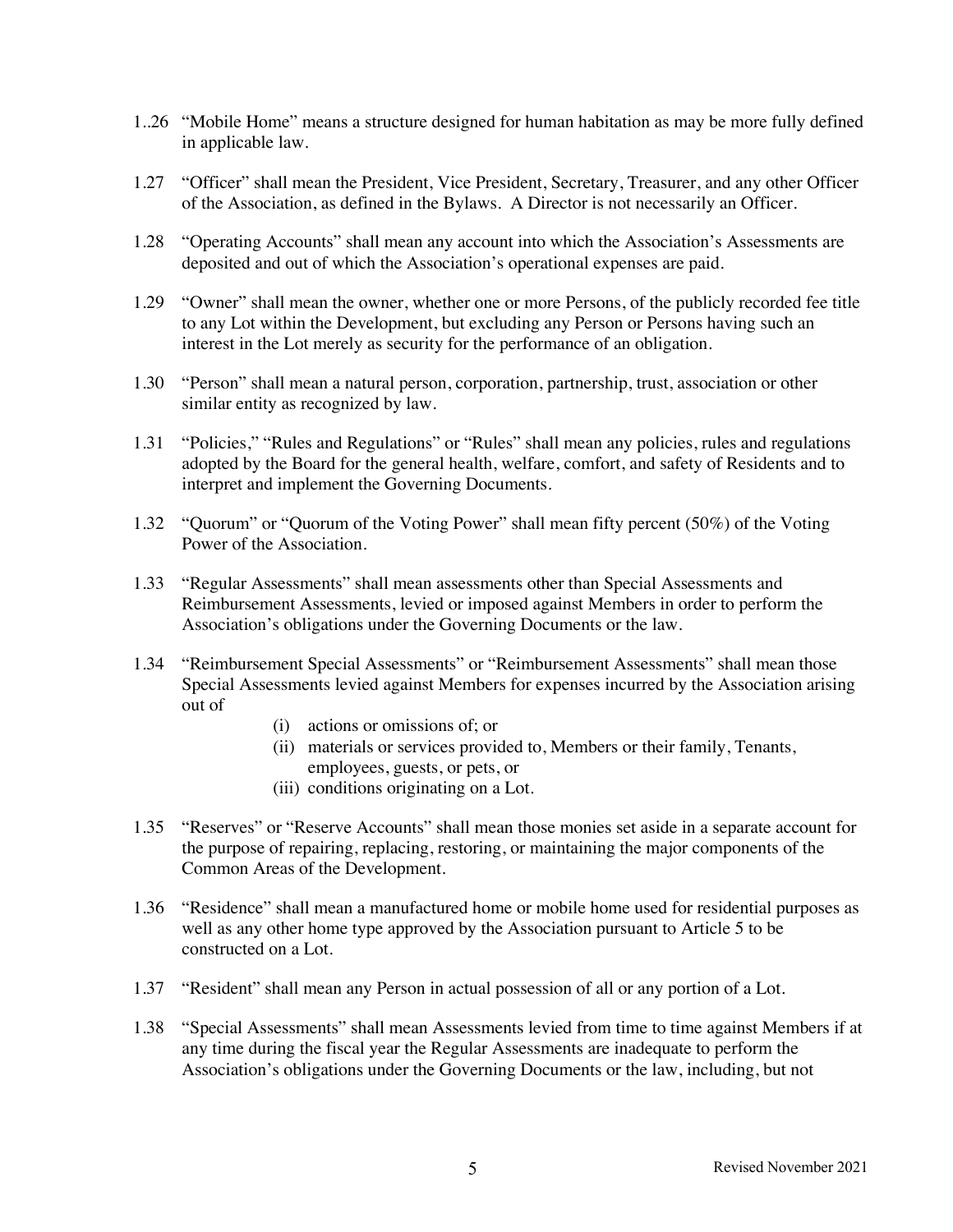1..26 "Mobile Home" means a structure designed for human habitation as may be more fully defined in applicable law.

1.27 "Officer" shall mean the President, Vice President, Secretary, Treasurer, and any other Officer of the Association, as defined in the Bylaws. A Director is not necessarily an Officer.

1.28 "Operating Accounts" shall mean any account into which the Association's Assessments are deposited and out of which the Association's operational expenses are paid.

1.29 "Owner" shall mean the owner, whether one or more Persons, of the publicly recorded fee title to any Lot within the Development, but excluding any Person or Persons having such an interest in the Lot merely as security for the performance of an obligation.

1.30 "Person" shall mean a natural person, corporation, partnership, trust, association or other similar entity as recognized by law.

1.31 "Policies," "Rules and Regulations" or "Rules" shall mean any policies, rules and regulations adopted by the Board for the general health, welfare, comfort, and safety of Residents and to interpret and implement the Governing Documents.

1.32 "Quorum" or "Quorum of the Voting Power" shall mean fifty percent (50%) of the Voting Power of the Association.

1.33 "Regular Assessments" shall mean assessments other than Special Assessments and Reimbursement Assessments, levied or imposed against Members in order to perform the Association's obligations under the Governing Documents or the law.

1.34 "Reimbursement Special Assessments" or "Reimbursement Assessments" shall mean those Special Assessments levied against Members for expenses incurred by the Association arising out of

(i) actions or omissions of; or
(ii) materials or services provided to, Members or their family, Tenants, employees, guests, or pets, or
(iii) conditions originating on a Lot.

1.35 "Reserves" or "Reserve Accounts" shall mean those monies set aside in a separate account for the purpose of repairing, replacing, restoring, or maintaining the major components of the Common Areas of the Development.

1.36 "Residence" shall mean a manufactured home or mobile home used for residential purposes as well as any other home type approved by the Association pursuant to Article 5 to be constructed on a Lot.

1.37 "Resident" shall mean any Person in actual possession of all or any portion of a Lot.

1.38 "Special Assessments" shall mean Assessments levied from time to time against Members if at any time during the fiscal year the Regular Assessments are inadequate to perform the Association's obligations under the Governing Documents or the law, including, but not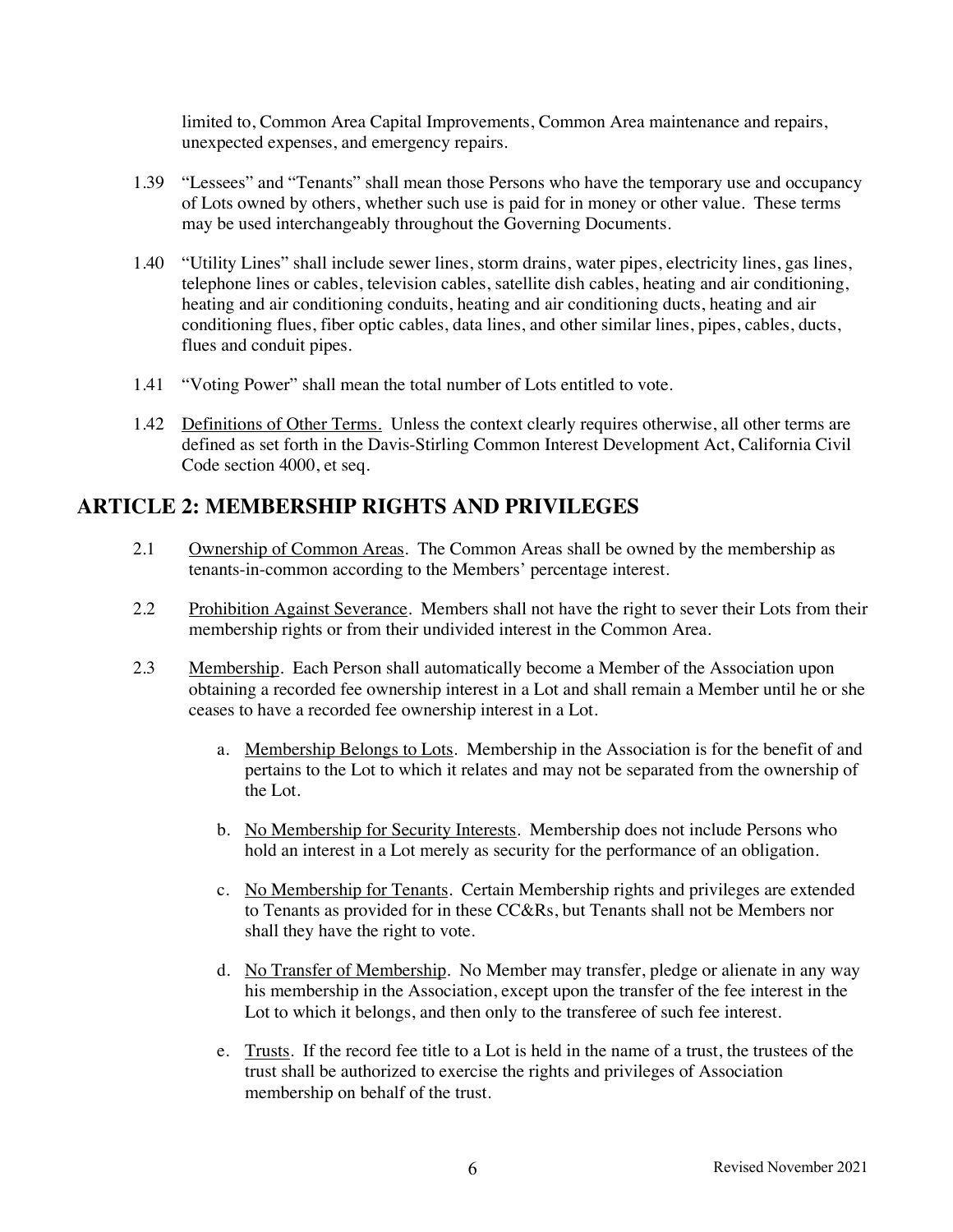limited to, Common Area Capital Improvements, Common Area maintenance and repairs, unexpected expenses, and emergency repairs.

1.39 "Lessees" and "Tenants" shall mean those Persons who have the temporary use and occupancy of Lots owned by others, whether such use is paid for in money or other value. These terms may be used interchangeably throughout the Governing Documents.

1.40 "Utility Lines" shall include sewer lines, storm drains, water pipes, electricity lines, gas lines, telephone lines or cables, television cables, satellite dish cables, heating and air conditioning, heating and air conditioning conduits, heating and air conditioning ducts, heating and air conditioning flues, fiber optic cables, data lines, and other similar lines, pipes, cables, ducts, flues and conduit pipes.

1.41 "Voting Power" shall mean the total number of Lots entitled to vote.

1.42 Definitions of Other Terms. Unless the context clearly requires otherwise, all other terms are defined as set forth in the Davis-Stirling Common Interest Development Act, California Civil Code section 4000, et seq.

## ARTICLE 2: MEMBERSHIP RIGHTS AND PRIVILEGES

2.1 Ownership of Common Areas. The Common Areas shall be owned by the membership as tenants-in-common according to the Members' percentage interest.

2.2 Prohibition Against Severance. Members shall not have the right to sever their Lots from their membership rights or from their undivided interest in the Common Area.

2.3 Membership. Each Person shall automatically become a Member of the Association upon obtaining a recorded fee ownership interest in a Lot and shall remain a Member until he or she ceases to have a recorded fee ownership interest in a Lot.

a. Membership Belongs to Lots. Membership in the Association is for the benefit of and pertains to the Lot to which it relates and may not be separated from the ownership of the Lot.

b. No Membership for Security Interests. Membership does not include Persons who hold an interest in a Lot merely as security for the performance of an obligation.

c. No Membership for Tenants. Certain Membership rights and privileges are extended to Tenants as provided for in these CC&Rs, but Tenants shall not be Members nor shall they have the right to vote.

d. No Transfer of Membership. No Member may transfer, pledge or alienate in any way his membership in the Association, except upon the transfer of the fee interest in the Lot to which it belongs, and then only to the transferee of such fee interest.

e. Trusts. If the record fee title to a Lot is held in the name of a trust, the trustees of the trust shall be authorized to exercise the rights and privileges of Association membership on behalf of the trust.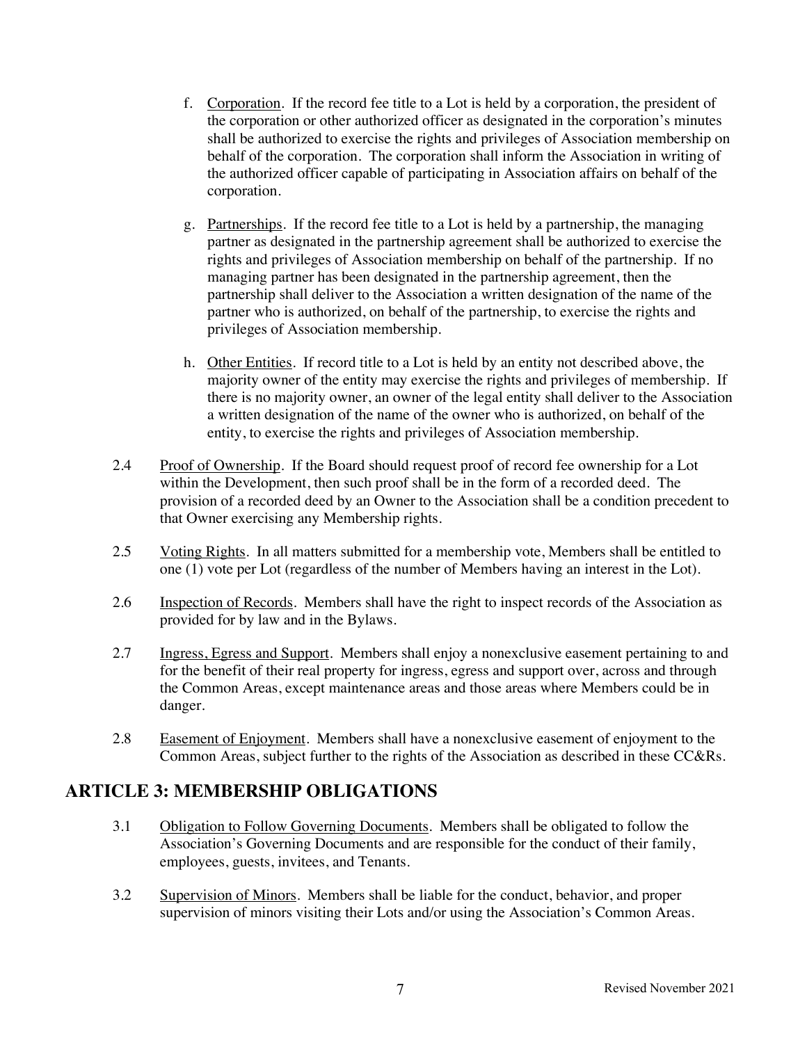f. Corporation. If the record fee title to a Lot is held by a corporation, the president of the corporation or other authorized officer as designated in the corporation's minutes shall be authorized to exercise the rights and privileges of Association membership on behalf of the corporation. The corporation shall inform the Association in writing of the authorized officer capable of participating in Association affairs on behalf of the corporation.

g. Partnerships. If the record fee title to a Lot is held by a partnership, the managing partner as designated in the partnership agreement shall be authorized to exercise the rights and privileges of Association membership on behalf of the partnership. If no managing partner has been designated in the partnership agreement, then the partnership shall deliver to the Association a written designation of the name of the partner who is authorized, on behalf of the partnership, to exercise the rights and privileges of Association membership.

h. Other Entities. If record title to a Lot is held by an entity not described above, the majority owner of the entity may exercise the rights and privileges of membership. If there is no majority owner, an owner of the legal entity shall deliver to the Association a written designation of the name of the owner who is authorized, on behalf of the entity, to exercise the rights and privileges of Association membership.

2.4 Proof of Ownership. If the Board should request proof of record fee ownership for a Lot within the Development, then such proof shall be in the form of a recorded deed. The provision of a recorded deed by an Owner to the Association shall be a condition precedent to that Owner exercising any Membership rights.

2.5 Voting Rights. In all matters submitted for a membership vote, Members shall be entitled to one (1) vote per Lot (regardless of the number of Members having an interest in the Lot).

2.6 Inspection of Records. Members shall have the right to inspect records of the Association as provided for by law and in the Bylaws.

2.7 Ingress, Egress and Support. Members shall enjoy a nonexclusive easement pertaining to and for the benefit of their real property for ingress, egress and support over, across and through the Common Areas, except maintenance areas and those areas where Members could be in danger.

2.8 Easement of Enjoyment. Members shall have a nonexclusive easement of enjoyment to the Common Areas, subject further to the rights of the Association as described in these CC&Rs.

## ARTICLE 3: MEMBERSHIP OBLIGATIONS

3.1 Obligation to Follow Governing Documents. Members shall be obligated to follow the Association's Governing Documents and are responsible for the conduct of their family, employees, guests, invitees, and Tenants.

3.2 Supervision of Minors. Members shall be liable for the conduct, behavior, and proper supervision of minors visiting their Lots and/or using the Association's Common Areas.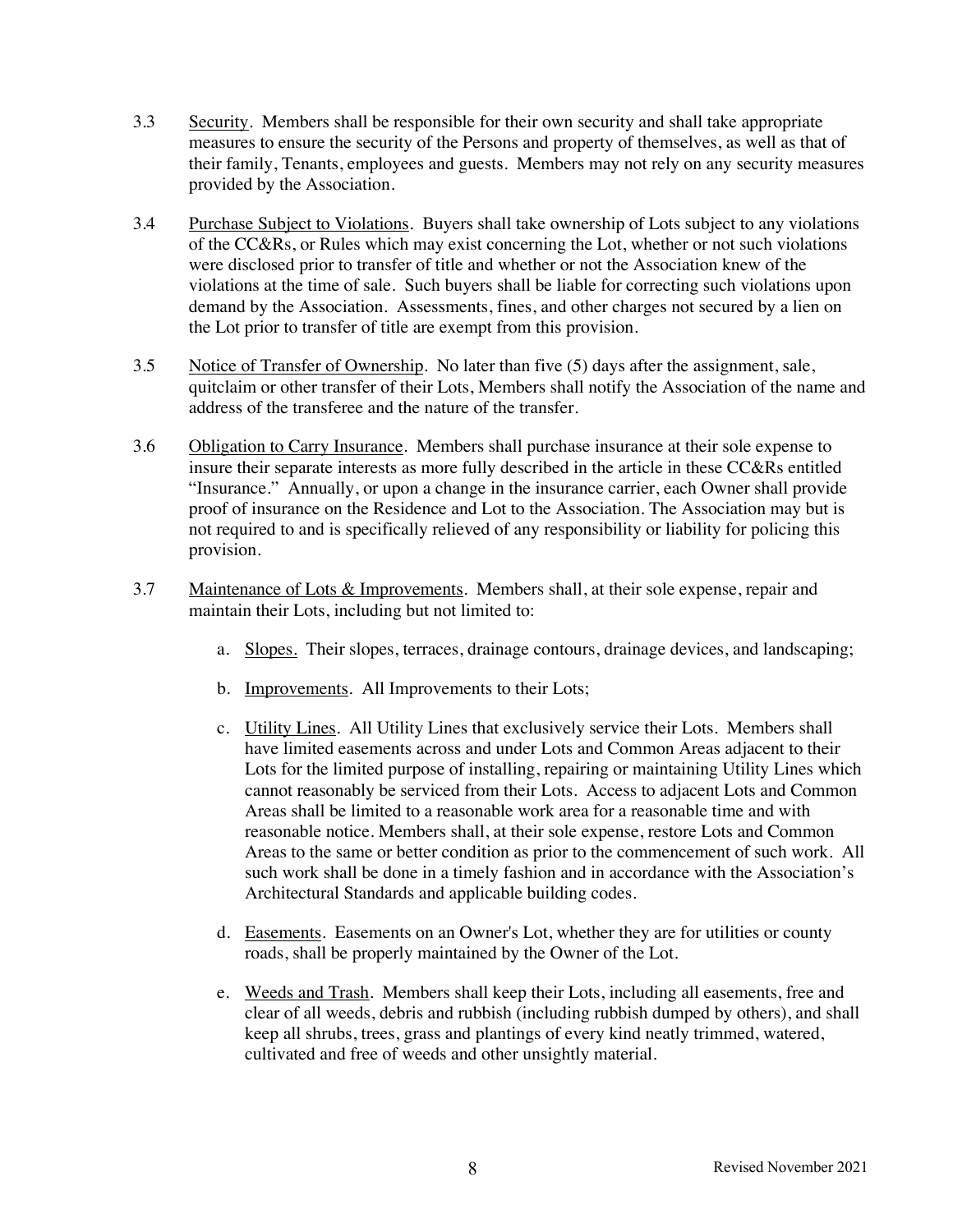3.3 Security. Members shall be responsible for their own security and shall take appropriate measures to ensure the security of the Persons and property of themselves, as well as that of their family, Tenants, employees and guests. Members may not rely on any security measures provided by the Association.

3.4 Purchase Subject to Violations. Buyers shall take ownership of Lots subject to any violations of the CC&Rs, or Rules which may exist concerning the Lot, whether or not such violations were disclosed prior to transfer of title and whether or not the Association knew of the violations at the time of sale. Such buyers shall be liable for correcting such violations upon demand by the Association. Assessments, fines, and other charges not secured by a lien on the Lot prior to transfer of title are exempt from this provision.

3.5 Notice of Transfer of Ownership. No later than five (5) days after the assignment, sale, quitclaim or other transfer of their Lots, Members shall notify the Association of the name and address of the transferee and the nature of the transfer.

3.6 Obligation to Carry Insurance. Members shall purchase insurance at their sole expense to insure their separate interests as more fully described in the article in these CC&Rs entitled "Insurance." Annually, or upon a change in the insurance carrier, each Owner shall provide proof of insurance on the Residence and Lot to the Association. The Association may but is not required to and is specifically relieved of any responsibility or liability for policing this provision.

3.7 Maintenance of Lots & Improvements. Members shall, at their sole expense, repair and maintain their Lots, including but not limited to:

a. Slopes. Their slopes, terraces, drainage contours, drainage devices, and landscaping;

b. Improvements. All Improvements to their Lots;

c. Utility Lines. All Utility Lines that exclusively service their Lots. Members shall have limited easements across and under Lots and Common Areas adjacent to their Lots for the limited purpose of installing, repairing or maintaining Utility Lines which cannot reasonably be serviced from their Lots. Access to adjacent Lots and Common Areas shall be limited to a reasonable work area for a reasonable time and with reasonable notice. Members shall, at their sole expense, restore Lots and Common Areas to the same or better condition as prior to the commencement of such work. All such work shall be done in a timely fashion and in accordance with the Association's Architectural Standards and applicable building codes.

d. Easements. Easements on an Owner's Lot, whether they are for utilities or county roads, shall be properly maintained by the Owner of the Lot.

e. Weeds and Trash. Members shall keep their Lots, including all easements, free and clear of all weeds, debris and rubbish (including rubbish dumped by others), and shall keep all shrubs, trees, grass and plantings of every kind neatly trimmed, watered, cultivated and free of weeds and other unsightly material.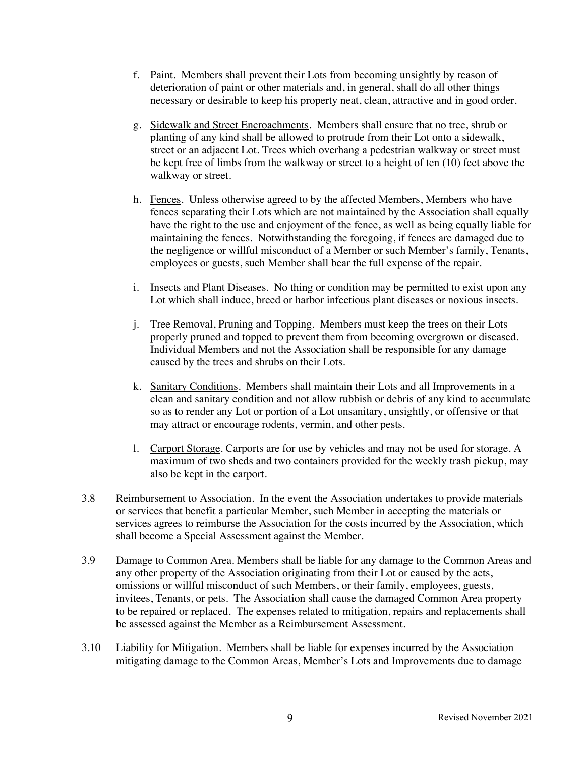f. Paint. Members shall prevent their Lots from becoming unsightly by reason of deterioration of paint or other materials and, in general, shall do all other things necessary or desirable to keep his property neat, clean, attractive and in good order.

g. Sidewalk and Street Encroachments. Members shall ensure that no tree, shrub or planting of any kind shall be allowed to protrude from their Lot onto a sidewalk, street or an adjacent Lot. Trees which overhang a pedestrian walkway or street must be kept free of limbs from the walkway or street to a height of ten (10) feet above the walkway or street.

h. Fences. Unless otherwise agreed to by the affected Members, Members who have fences separating their Lots which are not maintained by the Association shall equally have the right to the use and enjoyment of the fence, as well as being equally liable for maintaining the fences. Notwithstanding the foregoing, if fences are damaged due to the negligence or willful misconduct of a Member or such Member's family, Tenants, employees or guests, such Member shall bear the full expense of the repair.

i. Insects and Plant Diseases. No thing or condition may be permitted to exist upon any Lot which shall induce, breed or harbor infectious plant diseases or noxious insects.

j. Tree Removal, Pruning and Topping. Members must keep the trees on their Lots properly pruned and topped to prevent them from becoming overgrown or diseased. Individual Members and not the Association shall be responsible for any damage caused by the trees and shrubs on their Lots.

k. Sanitary Conditions. Members shall maintain their Lots and all Improvements in a clean and sanitary condition and not allow rubbish or debris of any kind to accumulate so as to render any Lot or portion of a Lot unsanitary, unsightly, or offensive or that may attract or encourage rodents, vermin, and other pests.

l. Carport Storage. Carports are for use by vehicles and may not be used for storage. A maximum of two sheds and two containers provided for the weekly trash pickup, may also be kept in the carport.

3.8 Reimbursement to Association. In the event the Association undertakes to provide materials or services that benefit a particular Member, such Member in accepting the materials or services agrees to reimburse the Association for the costs incurred by the Association, which shall become a Special Assessment against the Member.

3.9 Damage to Common Area. Members shall be liable for any damage to the Common Areas and any other property of the Association originating from their Lot or caused by the acts, omissions or willful misconduct of such Members, or their family, employees, guests, invitees, Tenants, or pets. The Association shall cause the damaged Common Area property to be repaired or replaced. The expenses related to mitigation, repairs and replacements shall be assessed against the Member as a Reimbursement Assessment.

3.10 Liability for Mitigation. Members shall be liable for expenses incurred by the Association mitigating damage to the Common Areas, Member's Lots and Improvements due to damage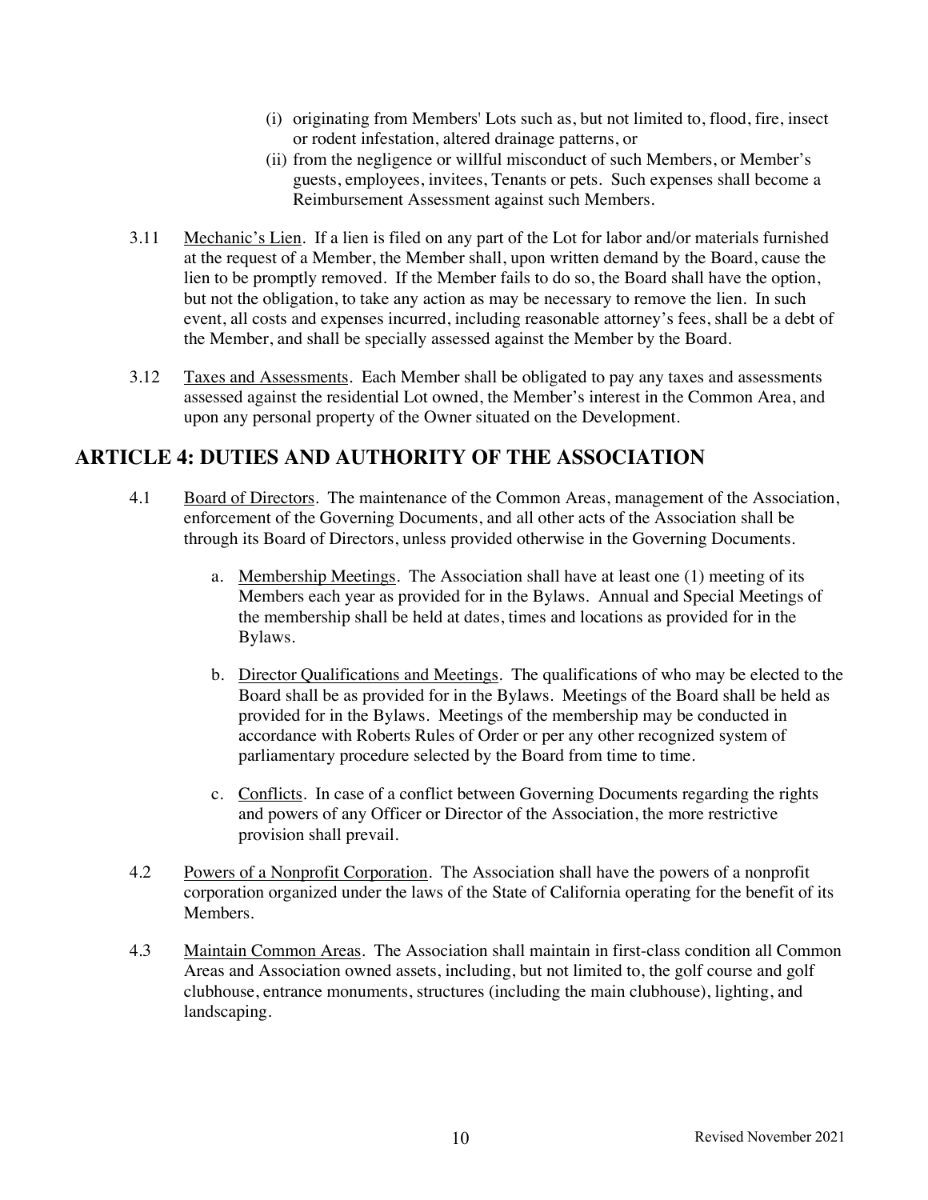(i) originating from Members' Lots such as, but not limited to, flood, fire, insect or rodent infestation, altered drainage patterns, or

(ii) from the negligence or willful misconduct of such Members, or Member's guests, employees, invitees, Tenants or pets. Such expenses shall become a Reimbursement Assessment against such Members.

3.11 Mechanic's Lien. If a lien is filed on any part of the Lot for labor and/or materials furnished at the request of a Member, the Member shall, upon written demand by the Board, cause the lien to be promptly removed. If the Member fails to do so, the Board shall have the option, but not the obligation, to take any action as may be necessary to remove the lien. In such event, all costs and expenses incurred, including reasonable attorney's fees, shall be a debt of the Member, and shall be specially assessed against the Member by the Board.

3.12 Taxes and Assessments. Each Member shall be obligated to pay any taxes and assessments assessed against the residential Lot owned, the Member's interest in the Common Area, and upon any personal property of the Owner situated on the Development.

## ARTICLE 4: DUTIES AND AUTHORITY OF THE ASSOCIATION

4.1 Board of Directors. The maintenance of the Common Areas, management of the Association, enforcement of the Governing Documents, and all other acts of the Association shall be through its Board of Directors, unless provided otherwise in the Governing Documents.

a. Membership Meetings. The Association shall have at least one (1) meeting of its Members each year as provided for in the Bylaws. Annual and Special Meetings of the membership shall be held at dates, times and locations as provided for in the Bylaws.

b. Director Qualifications and Meetings. The qualifications of who may be elected to the Board shall be as provided for in the Bylaws. Meetings of the Board shall be held as provided for in the Bylaws. Meetings of the membership may be conducted in accordance with Roberts Rules of Order or per any other recognized system of parliamentary procedure selected by the Board from time to time.

c. Conflicts. In case of a conflict between Governing Documents regarding the rights and powers of any Officer or Director of the Association, the more restrictive provision shall prevail.

4.2 Powers of a Nonprofit Corporation. The Association shall have the powers of a nonprofit corporation organized under the laws of the State of California operating for the benefit of its Members.

4.3 Maintain Common Areas. The Association shall maintain in first-class condition all Common Areas and Association owned assets, including, but not limited to, the golf course and golf clubhouse, entrance monuments, structures (including the main clubhouse), lighting, and landscaping.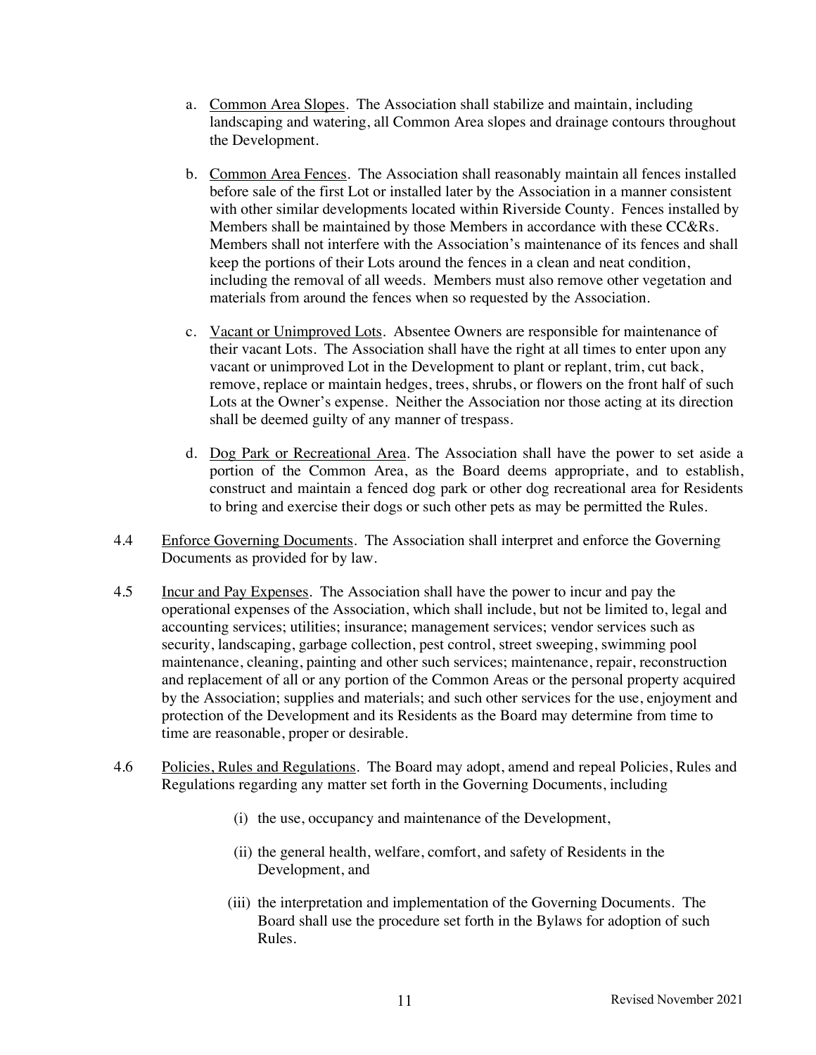a. <u>Common Area Slopes</u>. The Association shall stabilize and maintain, including landscaping and watering, all Common Area slopes and drainage contours throughout the Development.

b. <u>Common Area Fences</u>. The Association shall reasonably maintain all fences installed before sale of the first Lot or installed later by the Association in a manner consistent with other similar developments located within Riverside County. Fences installed by Members shall be maintained by those Members in accordance with these CC&Rs. Members shall not interfere with the Association's maintenance of its fences and shall keep the portions of their Lots around the fences in a clean and neat condition, including the removal of all weeds. Members must also remove other vegetation and materials from around the fences when so requested by the Association.

c. <u>Vacant or Unimproved Lots</u>. Absentee Owners are responsible for maintenance of their vacant Lots. The Association shall have the right at all times to enter upon any vacant or unimproved Lot in the Development to plant or replant, trim, cut back, remove, replace or maintain hedges, trees, shrubs, or flowers on the front half of such Lots at the Owner's expense. Neither the Association nor those acting at its direction shall be deemed guilty of any manner of trespass.

d. <u>Dog Park or Recreational Area</u>. The Association shall have the power to set aside a portion of the Common Area, as the Board deems appropriate, and to establish, construct and maintain a fenced dog park or other dog recreational area for Residents to bring and exercise their dogs or such other pets as may be permitted the Rules.

4.4 <u>Enforce Governing Documents</u>. The Association shall interpret and enforce the Governing Documents as provided for by law.

4.5 <u>Incur and Pay Expenses</u>. The Association shall have the power to incur and pay the operational expenses of the Association, which shall include, but not be limited to, legal and accounting services; utilities; insurance; management services; vendor services such as security, landscaping, garbage collection, pest control, street sweeping, swimming pool maintenance, cleaning, painting and other such services; maintenance, repair, reconstruction and replacement of all or any portion of the Common Areas or the personal property acquired by the Association; supplies and materials; and such other services for the use, enjoyment and protection of the Development and its Residents as the Board may determine from time to time are reasonable, proper or desirable.

4.6 <u>Policies, Rules and Regulations</u>. The Board may adopt, amend and repeal Policies, Rules and Regulations regarding any matter set forth in the Governing Documents, including

(i) the use, occupancy and maintenance of the Development,

(ii) the general health, welfare, comfort, and safety of Residents in the Development, and

(iii) the interpretation and implementation of the Governing Documents. The Board shall use the procedure set forth in the Bylaws for adoption of such Rules.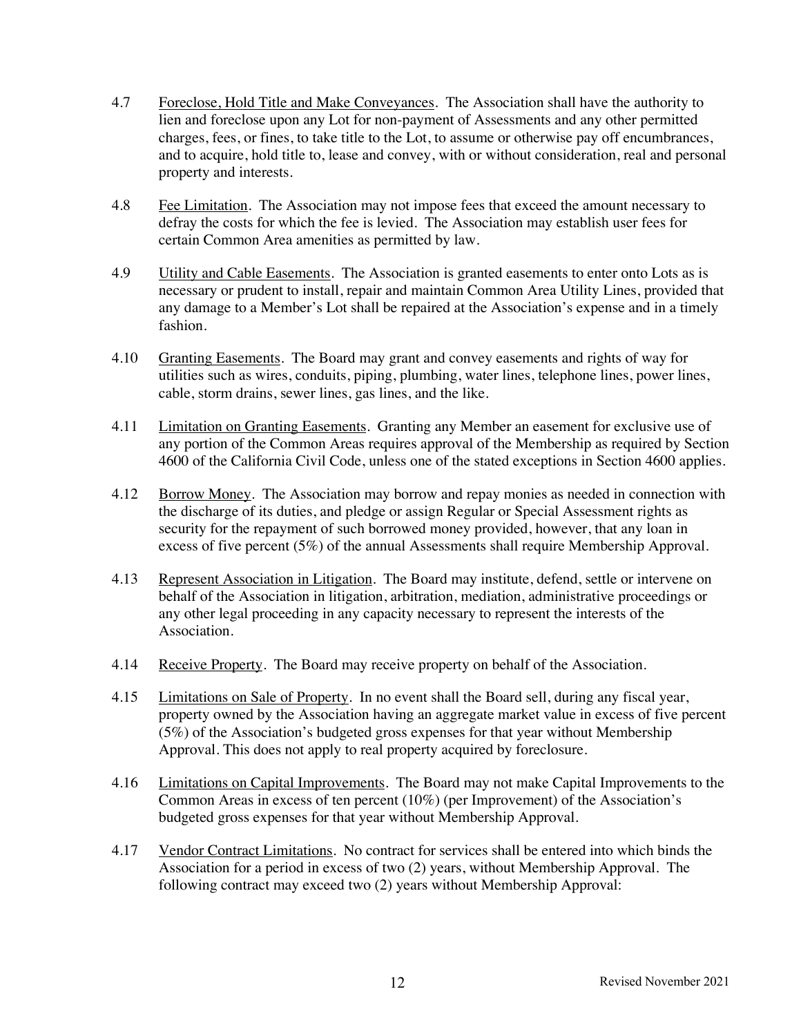4.7 Foreclose, Hold Title and Make Conveyances. The Association shall have the authority to lien and foreclose upon any Lot for non-payment of Assessments and any other permitted charges, fees, or fines, to take title to the Lot, to assume or otherwise pay off encumbrances, and to acquire, hold title to, lease and convey, with or without consideration, real and personal property and interests.

4.8 Fee Limitation. The Association may not impose fees that exceed the amount necessary to defray the costs for which the fee is levied. The Association may establish user fees for certain Common Area amenities as permitted by law.

4.9 Utility and Cable Easements. The Association is granted easements to enter onto Lots as is necessary or prudent to install, repair and maintain Common Area Utility Lines, provided that any damage to a Member's Lot shall be repaired at the Association's expense and in a timely fashion.

4.10 Granting Easements. The Board may grant and convey easements and rights of way for utilities such as wires, conduits, piping, plumbing, water lines, telephone lines, power lines, cable, storm drains, sewer lines, gas lines, and the like.

4.11 Limitation on Granting Easements. Granting any Member an easement for exclusive use of any portion of the Common Areas requires approval of the Membership as required by Section 4600 of the California Civil Code, unless one of the stated exceptions in Section 4600 applies.

4.12 Borrow Money. The Association may borrow and repay monies as needed in connection with the discharge of its duties, and pledge or assign Regular or Special Assessment rights as security for the repayment of such borrowed money provided, however, that any loan in excess of five percent (5%) of the annual Assessments shall require Membership Approval.

4.13 Represent Association in Litigation. The Board may institute, defend, settle or intervene on behalf of the Association in litigation, arbitration, mediation, administrative proceedings or any other legal proceeding in any capacity necessary to represent the interests of the Association.

4.14 Receive Property. The Board may receive property on behalf of the Association.

4.15 Limitations on Sale of Property. In no event shall the Board sell, during any fiscal year, property owned by the Association having an aggregate market value in excess of five percent (5%) of the Association's budgeted gross expenses for that year without Membership Approval. This does not apply to real property acquired by foreclosure.

4.16 Limitations on Capital Improvements. The Board may not make Capital Improvements to the Common Areas in excess of ten percent (10%) (per Improvement) of the Association's budgeted gross expenses for that year without Membership Approval.

4.17 Vendor Contract Limitations. No contract for services shall be entered into which binds the Association for a period in excess of two (2) years, without Membership Approval. The following contract may exceed two (2) years without Membership Approval: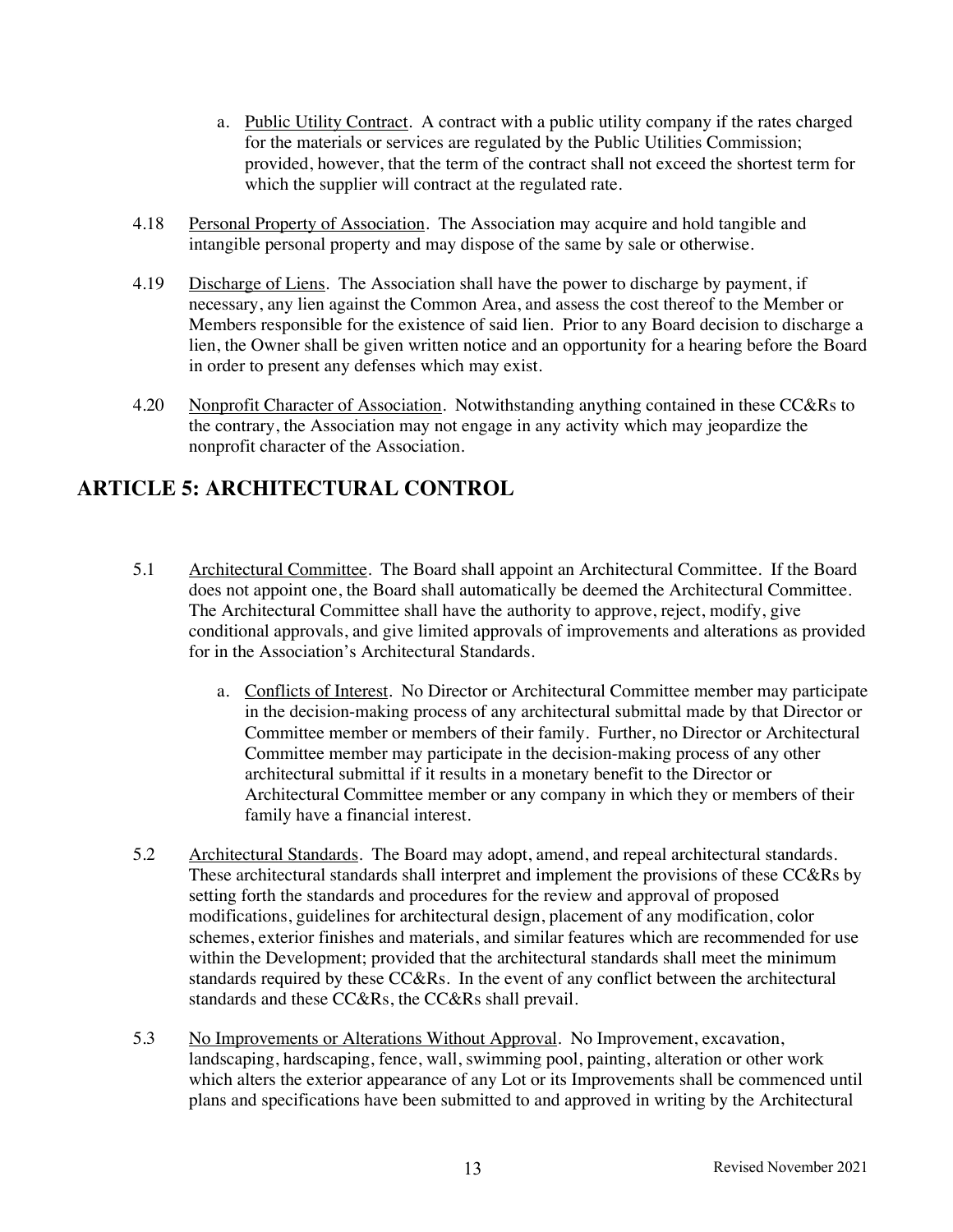a. Public Utility Contract. A contract with a public utility company if the rates charged for the materials or services are regulated by the Public Utilities Commission; provided, however, that the term of the contract shall not exceed the shortest term for which the supplier will contract at the regulated rate.

4.18 Personal Property of Association. The Association may acquire and hold tangible and intangible personal property and may dispose of the same by sale or otherwise.

4.19 Discharge of Liens. The Association shall have the power to discharge by payment, if necessary, any lien against the Common Area, and assess the cost thereof to the Member or Members responsible for the existence of said lien. Prior to any Board decision to discharge a lien, the Owner shall be given written notice and an opportunity for a hearing before the Board in order to present any defenses which may exist.

4.20 Nonprofit Character of Association. Notwithstanding anything contained in these CC&Rs to the contrary, the Association may not engage in any activity which may jeopardize the nonprofit character of the Association.

## ARTICLE 5: ARCHITECTURAL CONTROL

5.1 Architectural Committee. The Board shall appoint an Architectural Committee. If the Board does not appoint one, the Board shall automatically be deemed the Architectural Committee. The Architectural Committee shall have the authority to approve, reject, modify, give conditional approvals, and give limited approvals of improvements and alterations as provided for in the Association's Architectural Standards.

a. Conflicts of Interest. No Director or Architectural Committee member may participate in the decision-making process of any architectural submittal made by that Director or Committee member or members of their family. Further, no Director or Architectural Committee member may participate in the decision-making process of any other architectural submittal if it results in a monetary benefit to the Director or Architectural Committee member or any company in which they or members of their family have a financial interest.

5.2 Architectural Standards. The Board may adopt, amend, and repeal architectural standards. These architectural standards shall interpret and implement the provisions of these CC&Rs by setting forth the standards and procedures for the review and approval of proposed modifications, guidelines for architectural design, placement of any modification, color schemes, exterior finishes and materials, and similar features which are recommended for use within the Development; provided that the architectural standards shall meet the minimum standards required by these CC&Rs. In the event of any conflict between the architectural standards and these CC&Rs, the CC&Rs shall prevail.

5.3 No Improvements or Alterations Without Approval. No Improvement, excavation, landscaping, hardscaping, fence, wall, swimming pool, painting, alteration or other work which alters the exterior appearance of any Lot or its Improvements shall be commenced until plans and specifications have been submitted to and approved in writing by the Architectural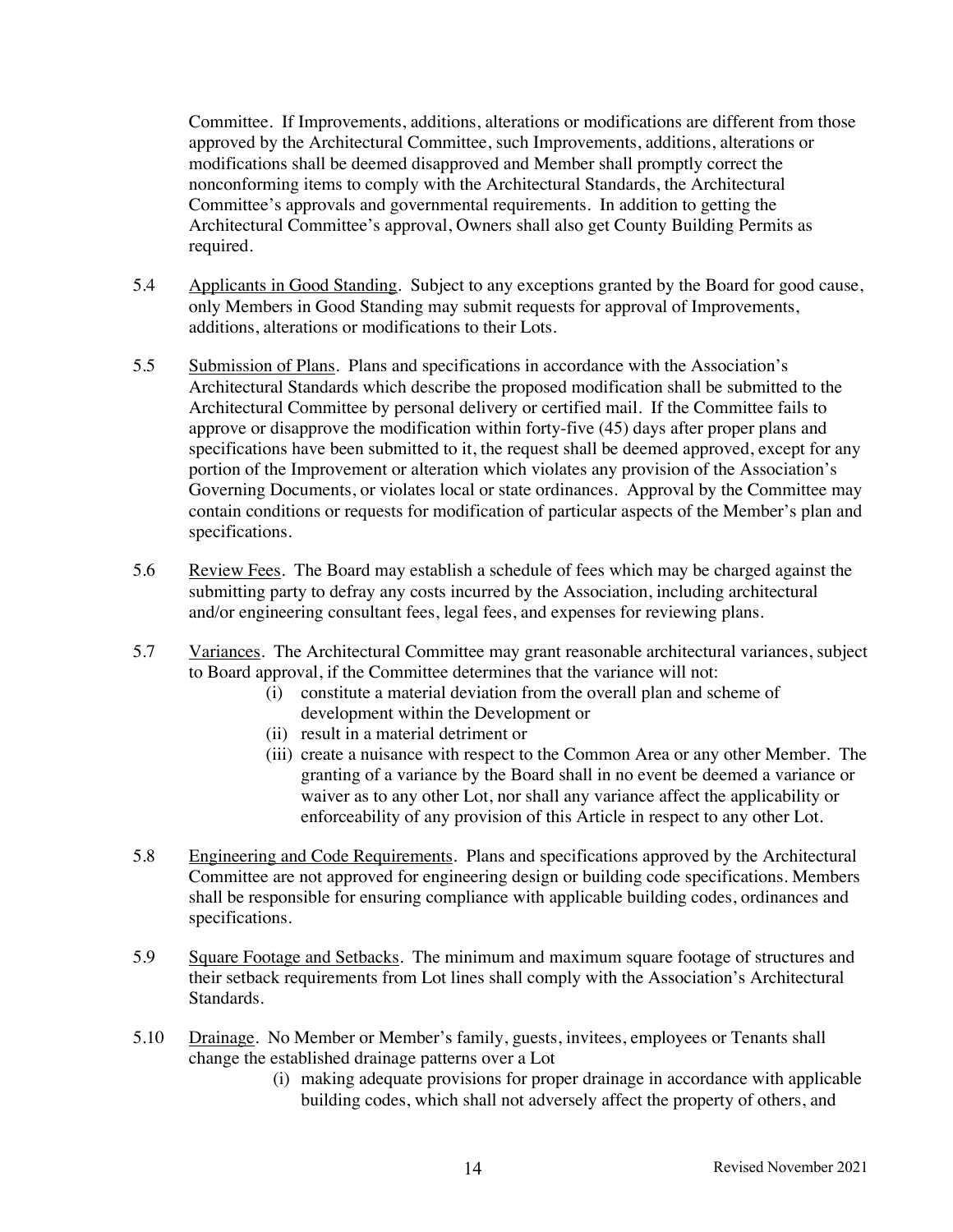Committee. If Improvements, additions, alterations or modifications are different from those approved by the Architectural Committee, such Improvements, additions, alterations or modifications shall be deemed disapproved and Member shall promptly correct the nonconforming items to comply with the Architectural Standards, the Architectural Committee's approvals and governmental requirements. In addition to getting the Architectural Committee's approval, Owners shall also get County Building Permits as required.

5.4 Applicants in Good Standing. Subject to any exceptions granted by the Board for good cause, only Members in Good Standing may submit requests for approval of Improvements, additions, alterations or modifications to their Lots.

5.5 Submission of Plans. Plans and specifications in accordance with the Association's Architectural Standards which describe the proposed modification shall be submitted to the Architectural Committee by personal delivery or certified mail. If the Committee fails to approve or disapprove the modification within forty-five (45) days after proper plans and specifications have been submitted to it, the request shall be deemed approved, except for any portion of the Improvement or alteration which violates any provision of the Association's Governing Documents, or violates local or state ordinances. Approval by the Committee may contain conditions or requests for modification of particular aspects of the Member's plan and specifications.

5.6 Review Fees. The Board may establish a schedule of fees which may be charged against the submitting party to defray any costs incurred by the Association, including architectural and/or engineering consultant fees, legal fees, and expenses for reviewing plans.

5.7 Variances. The Architectural Committee may grant reasonable architectural variances, subject to Board approval, if the Committee determines that the variance will not:

(i) constitute a material deviation from the overall plan and scheme of development within the Development or

(ii) result in a material detriment or

(iii) create a nuisance with respect to the Common Area or any other Member. The granting of a variance by the Board shall in no event be deemed a variance or waiver as to any other Lot, nor shall any variance affect the applicability or enforceability of any provision of this Article in respect to any other Lot.

5.8 Engineering and Code Requirements. Plans and specifications approved by the Architectural Committee are not approved for engineering design or building code specifications. Members shall be responsible for ensuring compliance with applicable building codes, ordinances and specifications.

5.9 Square Footage and Setbacks. The minimum and maximum square footage of structures and their setback requirements from Lot lines shall comply with the Association's Architectural Standards.

5.10 Drainage. No Member or Member's family, guests, invitees, employees or Tenants shall change the established drainage patterns over a Lot

(i) making adequate provisions for proper drainage in accordance with applicable building codes, which shall not adversely affect the property of others, and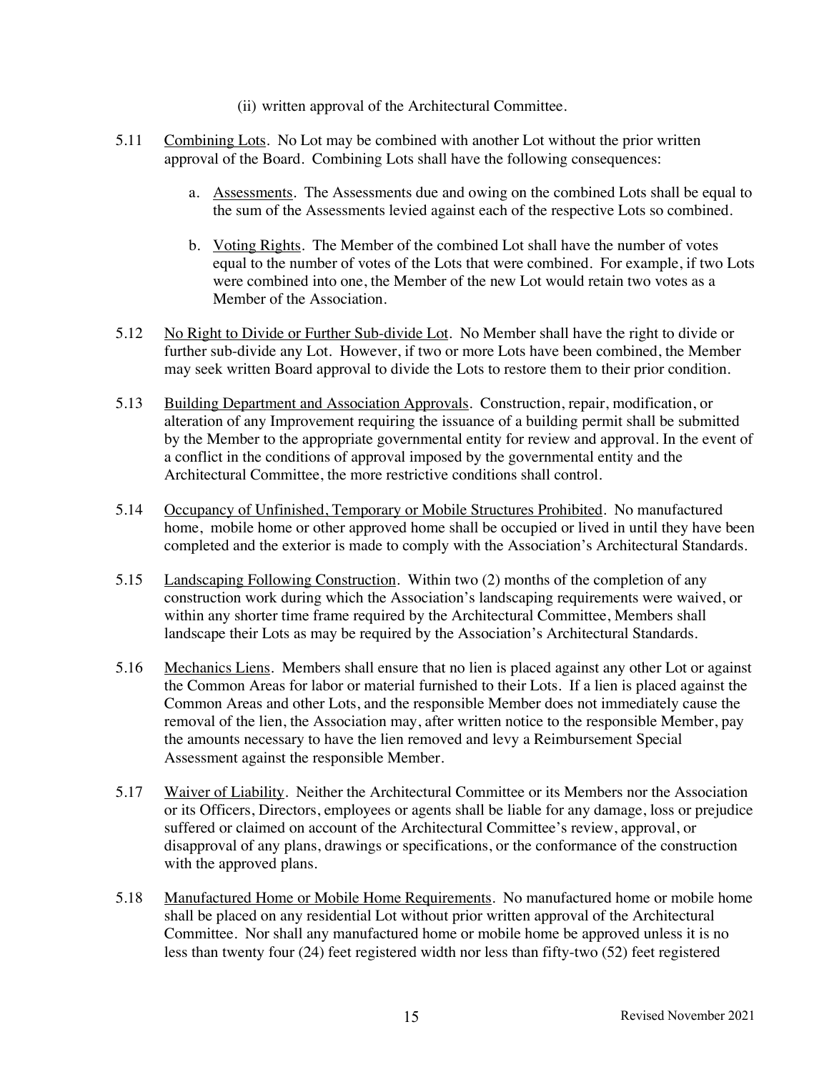(ii) written approval of the Architectural Committee.

5.11 Combining Lots. No Lot may be combined with another Lot without the prior written approval of the Board. Combining Lots shall have the following consequences:

a. Assessments. The Assessments due and owing on the combined Lots shall be equal to the sum of the Assessments levied against each of the respective Lots so combined.

b. Voting Rights. The Member of the combined Lot shall have the number of votes equal to the number of votes of the Lots that were combined. For example, if two Lots were combined into one, the Member of the new Lot would retain two votes as a Member of the Association.

5.12 No Right to Divide or Further Sub-divide Lot. No Member shall have the right to divide or further sub-divide any Lot. However, if two or more Lots have been combined, the Member may seek written Board approval to divide the Lots to restore them to their prior condition.

5.13 Building Department and Association Approvals. Construction, repair, modification, or alteration of any Improvement requiring the issuance of a building permit shall be submitted by the Member to the appropriate governmental entity for review and approval. In the event of a conflict in the conditions of approval imposed by the governmental entity and the Architectural Committee, the more restrictive conditions shall control.

5.14 Occupancy of Unfinished, Temporary or Mobile Structures Prohibited. No manufactured home, mobile home or other approved home shall be occupied or lived in until they have been completed and the exterior is made to comply with the Association's Architectural Standards.

5.15 Landscaping Following Construction. Within two (2) months of the completion of any construction work during which the Association's landscaping requirements were waived, or within any shorter time frame required by the Architectural Committee, Members shall landscape their Lots as may be required by the Association's Architectural Standards.

5.16 Mechanics Liens. Members shall ensure that no lien is placed against any other Lot or against the Common Areas for labor or material furnished to their Lots. If a lien is placed against the Common Areas and other Lots, and the responsible Member does not immediately cause the removal of the lien, the Association may, after written notice to the responsible Member, pay the amounts necessary to have the lien removed and levy a Reimbursement Special Assessment against the responsible Member.

5.17 Waiver of Liability. Neither the Architectural Committee or its Members nor the Association or its Officers, Directors, employees or agents shall be liable for any damage, loss or prejudice suffered or claimed on account of the Architectural Committee's review, approval, or disapproval of any plans, drawings or specifications, or the conformance of the construction with the approved plans.

5.18 Manufactured Home or Mobile Home Requirements. No manufactured home or mobile home shall be placed on any residential Lot without prior written approval of the Architectural Committee. Nor shall any manufactured home or mobile home be approved unless it is no less than twenty four (24) feet registered width nor less than fifty-two (52) feet registered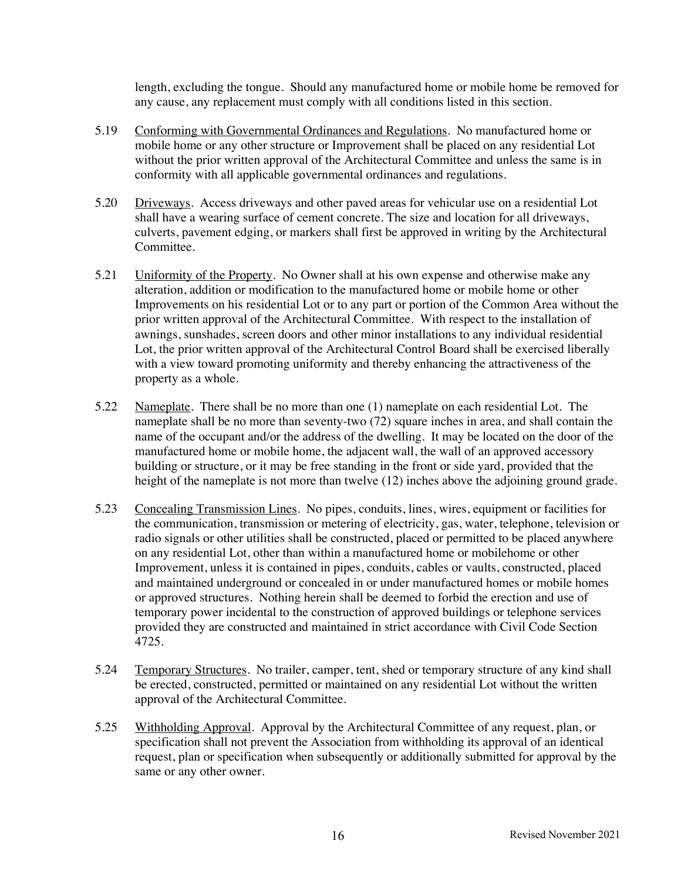length, excluding the tongue. Should any manufactured home or mobile home be removed for any cause, any replacement must comply with all conditions listed in this section.

5.19 Conforming with Governmental Ordinances and Regulations. No manufactured home or mobile home or any other structure or Improvement shall be placed on any residential Lot without the prior written approval of the Architectural Committee and unless the same is in conformity with all applicable governmental ordinances and regulations.

5.20 Driveways. Access driveways and other paved areas for vehicular use on a residential Lot shall have a wearing surface of cement concrete. The size and location for all driveways, culverts, pavement edging, or markers shall first be approved in writing by the Architectural Committee.

5.21 Uniformity of the Property. No Owner shall at his own expense and otherwise make any alteration, addition or modification to the manufactured home or mobile home or other Improvements on his residential Lot or to any part or portion of the Common Area without the prior written approval of the Architectural Committee. With respect to the installation of awnings, sunshades, screen doors and other minor installations to any individual residential Lot, the prior written approval of the Architectural Control Board shall be exercised liberally with a view toward promoting uniformity and thereby enhancing the attractiveness of the property as a whole.

5.22 Nameplate. There shall be no more than one (1) nameplate on each residential Lot. The nameplate shall be no more than seventy-two (72) square inches in area, and shall contain the name of the occupant and/or the address of the dwelling. It may be located on the door of the manufactured home or mobile home, the adjacent wall, the wall of an approved accessory building or structure, or it may be free standing in the front or side yard, provided that the height of the nameplate is not more than twelve (12) inches above the adjoining ground grade.

5.23 Concealing Transmission Lines. No pipes, conduits, lines, wires, equipment or facilities for the communication, transmission or metering of electricity, gas, water, telephone, television or radio signals or other utilities shall be constructed, placed or permitted to be placed anywhere on any residential Lot, other than within a manufactured home or mobilehome or other Improvement, unless it is contained in pipes, conduits, cables or vaults, constructed, placed and maintained underground or concealed in or under manufactured homes or mobile homes or approved structures. Nothing herein shall be deemed to forbid the erection and use of temporary power incidental to the construction of approved buildings or telephone services provided they are constructed and maintained in strict accordance with Civil Code Section 4725.

5.24 Temporary Structures. No trailer, camper, tent, shed or temporary structure of any kind shall be erected, constructed, permitted or maintained on any residential Lot without the written approval of the Architectural Committee.

5.25 Withholding Approval. Approval by the Architectural Committee of any request, plan, or specification shall not prevent the Association from withholding its approval of an identical request, plan or specification when subsequently or additionally submitted for approval by the same or any other owner.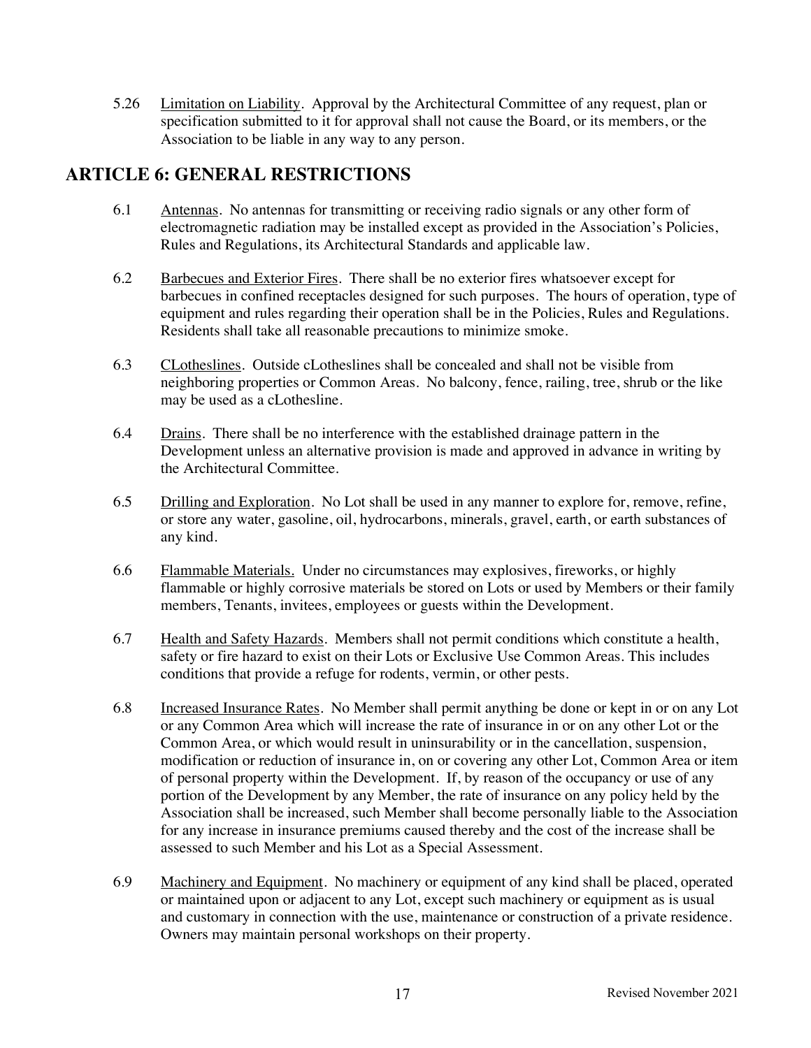5.26 Limitation on Liability. Approval by the Architectural Committee of any request, plan or specification submitted to it for approval shall not cause the Board, or its members, or the Association to be liable in any way to any person.

## ARTICLE 6: GENERAL RESTRICTIONS

6.1 Antennas. No antennas for transmitting or receiving radio signals or any other form of electromagnetic radiation may be installed except as provided in the Association's Policies, Rules and Regulations, its Architectural Standards and applicable law.

6.2 Barbecues and Exterior Fires. There shall be no exterior fires whatsoever except for barbecues in confined receptacles designed for such purposes. The hours of operation, type of equipment and rules regarding their operation shall be in the Policies, Rules and Regulations. Residents shall take all reasonable precautions to minimize smoke.

6.3 CLotheslines. Outside cLotheslines shall be concealed and shall not be visible from neighboring properties or Common Areas. No balcony, fence, railing, tree, shrub or the like may be used as a cLothesline.

6.4 Drains. There shall be no interference with the established drainage pattern in the Development unless an alternative provision is made and approved in advance in writing by the Architectural Committee.

6.5 Drilling and Exploration. No Lot shall be used in any manner to explore for, remove, refine, or store any water, gasoline, oil, hydrocarbons, minerals, gravel, earth, or earth substances of any kind.

6.6 Flammable Materials. Under no circumstances may explosives, fireworks, or highly flammable or highly corrosive materials be stored on Lots or used by Members or their family members, Tenants, invitees, employees or guests within the Development.

6.7 Health and Safety Hazards. Members shall not permit conditions which constitute a health, safety or fire hazard to exist on their Lots or Exclusive Use Common Areas. This includes conditions that provide a refuge for rodents, vermin, or other pests.

6.8 Increased Insurance Rates. No Member shall permit anything be done or kept in or on any Lot or any Common Area which will increase the rate of insurance in or on any other Lot or the Common Area, or which would result in uninsurability or in the cancellation, suspension, modification or reduction of insurance in, on or covering any other Lot, Common Area or item of personal property within the Development. If, by reason of the occupancy or use of any portion of the Development by any Member, the rate of insurance on any policy held by the Association shall be increased, such Member shall become personally liable to the Association for any increase in insurance premiums caused thereby and the cost of the increase shall be assessed to such Member and his Lot as a Special Assessment.

6.9 Machinery and Equipment. No machinery or equipment of any kind shall be placed, operated or maintained upon or adjacent to any Lot, except such machinery or equipment as is usual and customary in connection with the use, maintenance or construction of a private residence. Owners may maintain personal workshops on their property.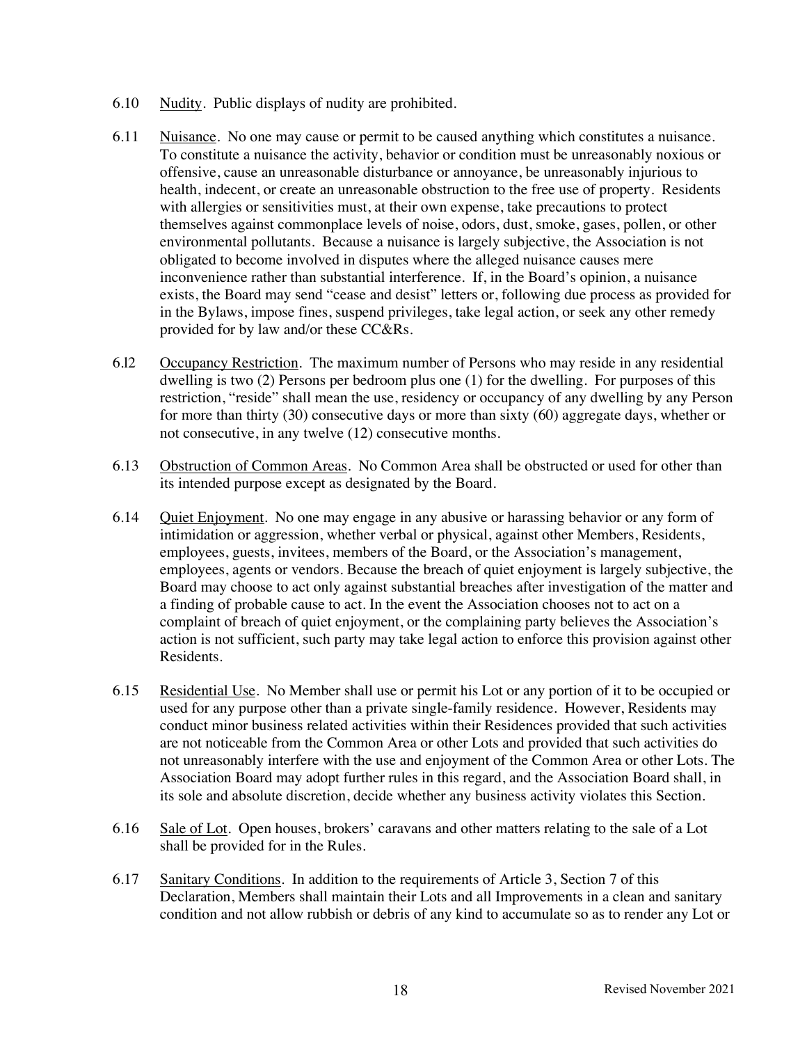6.10 Nudity. Public displays of nudity are prohibited.

6.11 Nuisance. No one may cause or permit to be caused anything which constitutes a nuisance. To constitute a nuisance the activity, behavior or condition must be unreasonably noxious or offensive, cause an unreasonable disturbance or annoyance, be unreasonably injurious to health, indecent, or create an unreasonable obstruction to the free use of property. Residents with allergies or sensitivities must, at their own expense, take precautions to protect themselves against commonplace levels of noise, odors, dust, smoke, gases, pollen, or other environmental pollutants. Because a nuisance is largely subjective, the Association is not obligated to become involved in disputes where the alleged nuisance causes mere inconvenience rather than substantial interference. If, in the Board's opinion, a nuisance exists, the Board may send "cease and desist" letters or, following due process as provided for in the Bylaws, impose fines, suspend privileges, take legal action, or seek any other remedy provided for by law and/or these CC&Rs.

6.12 Occupancy Restriction. The maximum number of Persons who may reside in any residential dwelling is two (2) Persons per bedroom plus one (1) for the dwelling. For purposes of this restriction, "reside" shall mean the use, residency or occupancy of any dwelling by any Person for more than thirty (30) consecutive days or more than sixty (60) aggregate days, whether or not consecutive, in any twelve (12) consecutive months.

6.13 Obstruction of Common Areas. No Common Area shall be obstructed or used for other than its intended purpose except as designated by the Board.

6.14 Quiet Enjoyment. No one may engage in any abusive or harassing behavior or any form of intimidation or aggression, whether verbal or physical, against other Members, Residents, employees, guests, invitees, members of the Board, or the Association's management, employees, agents or vendors. Because the breach of quiet enjoyment is largely subjective, the Board may choose to act only against substantial breaches after investigation of the matter and a finding of probable cause to act. In the event the Association chooses not to act on a complaint of breach of quiet enjoyment, or the complaining party believes the Association's action is not sufficient, such party may take legal action to enforce this provision against other Residents.

6.15 Residential Use. No Member shall use or permit his Lot or any portion of it to be occupied or used for any purpose other than a private single-family residence. However, Residents may conduct minor business related activities within their Residences provided that such activities are not noticeable from the Common Area or other Lots and provided that such activities do not unreasonably interfere with the use and enjoyment of the Common Area or other Lots. The Association Board may adopt further rules in this regard, and the Association Board shall, in its sole and absolute discretion, decide whether any business activity violates this Section.

6.16 Sale of Lot. Open houses, brokers' caravans and other matters relating to the sale of a Lot shall be provided for in the Rules.

6.17 Sanitary Conditions. In addition to the requirements of Article 3, Section 7 of this Declaration, Members shall maintain their Lots and all Improvements in a clean and sanitary condition and not allow rubbish or debris of any kind to accumulate so as to render any Lot or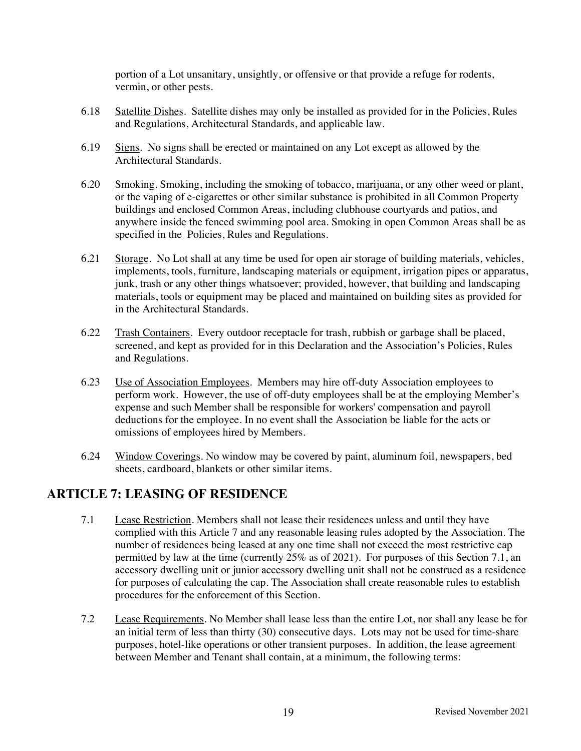portion of a Lot unsanitary, unsightly, or offensive or that provide a refuge for rodents, vermin, or other pests.

6.18 Satellite Dishes. Satellite dishes may only be installed as provided for in the Policies, Rules and Regulations, Architectural Standards, and applicable law.

6.19 Signs. No signs shall be erected or maintained on any Lot except as allowed by the Architectural Standards.

6.20 Smoking. Smoking, including the smoking of tobacco, marijuana, or any other weed or plant, or the vaping of e-cigarettes or other similar substance is prohibited in all Common Property buildings and enclosed Common Areas, including clubhouse courtyards and patios, and anywhere inside the fenced swimming pool area. Smoking in open Common Areas shall be as specified in the Policies, Rules and Regulations.

6.21 Storage. No Lot shall at any time be used for open air storage of building materials, vehicles, implements, tools, furniture, landscaping materials or equipment, irrigation pipes or apparatus, junk, trash or any other things whatsoever; provided, however, that building and landscaping materials, tools or equipment may be placed and maintained on building sites as provided for in the Architectural Standards.

6.22 Trash Containers. Every outdoor receptacle for trash, rubbish or garbage shall be placed, screened, and kept as provided for in this Declaration and the Association's Policies, Rules and Regulations.

6.23 Use of Association Employees. Members may hire off-duty Association employees to perform work. However, the use of off-duty employees shall be at the employing Member's expense and such Member shall be responsible for workers' compensation and payroll deductions for the employee. In no event shall the Association be liable for the acts or omissions of employees hired by Members.

6.24 Window Coverings. No window may be covered by paint, aluminum foil, newspapers, bed sheets, cardboard, blankets or other similar items.

## ARTICLE 7: LEASING OF RESIDENCE

7.1 Lease Restriction. Members shall not lease their residences unless and until they have complied with this Article 7 and any reasonable leasing rules adopted by the Association. The number of residences being leased at any one time shall not exceed the most restrictive cap permitted by law at the time (currently 25% as of 2021). For purposes of this Section 7.1, an accessory dwelling unit or junior accessory dwelling unit shall not be construed as a residence for purposes of calculating the cap. The Association shall create reasonable rules to establish procedures for the enforcement of this Section.

7.2 Lease Requirements. No Member shall lease less than the entire Lot, nor shall any lease be for an initial term of less than thirty (30) consecutive days. Lots may not be used for time-share purposes, hotel-like operations or other transient purposes. In addition, the lease agreement between Member and Tenant shall contain, at a minimum, the following terms: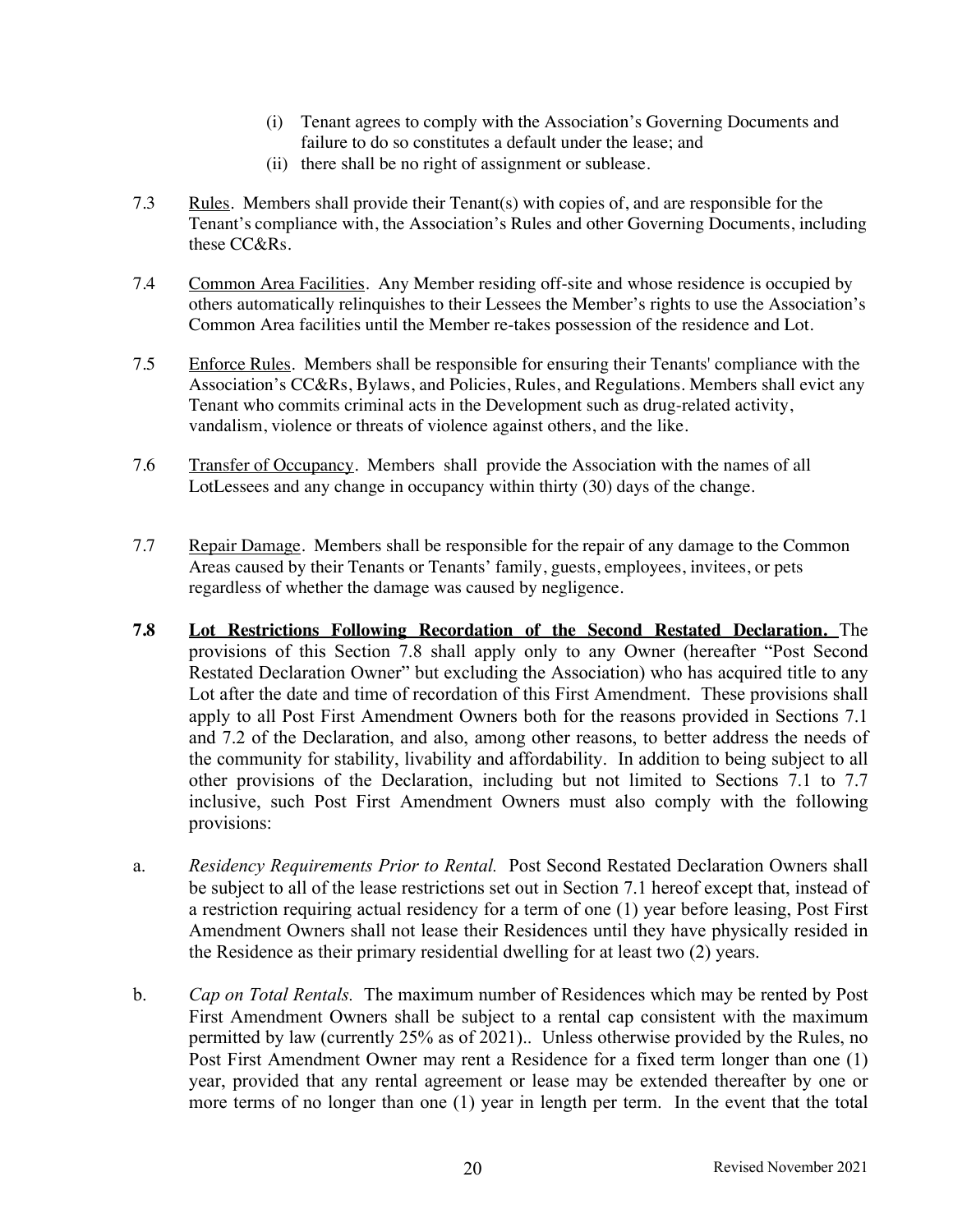(i) Tenant agrees to comply with the Association's Governing Documents and failure to do so constitutes a default under the lease; and
(ii) there shall be no right of assignment or sublease.

7.3 Rules. Members shall provide their Tenant(s) with copies of, and are responsible for the Tenant's compliance with, the Association's Rules and other Governing Documents, including these CC&Rs.

7.4 Common Area Facilities. Any Member residing off-site and whose residence is occupied by others automatically relinquishes to their Lessees the Member's rights to use the Association's Common Area facilities until the Member re-takes possession of the residence and Lot.

7.5 Enforce Rules. Members shall be responsible for ensuring their Tenants' compliance with the Association's CC&Rs, Bylaws, and Policies, Rules, and Regulations. Members shall evict any Tenant who commits criminal acts in the Development such as drug-related activity, vandalism, violence or threats of violence against others, and the like.

7.6 Transfer of Occupancy. Members shall provide the Association with the names of all LotLessees and any change in occupancy within thirty (30) days of the change.

7.7 Repair Damage. Members shall be responsible for the repair of any damage to the Common Areas caused by their Tenants or Tenants' family, guests, employees, invitees, or pets regardless of whether the damage was caused by negligence.

**7.8 Lot Restrictions Following Recordation of the Second Restated Declaration.** The provisions of this Section 7.8 shall apply only to any Owner (hereafter "Post Second Restated Declaration Owner" but excluding the Association) who has acquired title to any Lot after the date and time of recordation of this First Amendment. These provisions shall apply to all Post First Amendment Owners both for the reasons provided in Sections 7.1 and 7.2 of the Declaration, and also, among other reasons, to better address the needs of the community for stability, livability and affordability. In addition to being subject to all other provisions of the Declaration, including but not limited to Sections 7.1 to 7.7 inclusive, such Post First Amendment Owners must also comply with the following provisions:

a. *Residency Requirements Prior to Rental.* Post Second Restated Declaration Owners shall be subject to all of the lease restrictions set out in Section 7.1 hereof except that, instead of a restriction requiring actual residency for a term of one (1) year before leasing, Post First Amendment Owners shall not lease their Residences until they have physically resided in the Residence as their primary residential dwelling for at least two (2) years.

b. *Cap on Total Rentals.* The maximum number of Residences which may be rented by Post First Amendment Owners shall be subject to a rental cap consistent with the maximum permitted by law (currently 25% as of 2021).. Unless otherwise provided by the Rules, no Post First Amendment Owner may rent a Residence for a fixed term longer than one (1) year, provided that any rental agreement or lease may be extended thereafter by one or more terms of no longer than one (1) year in length per term. In the event that the total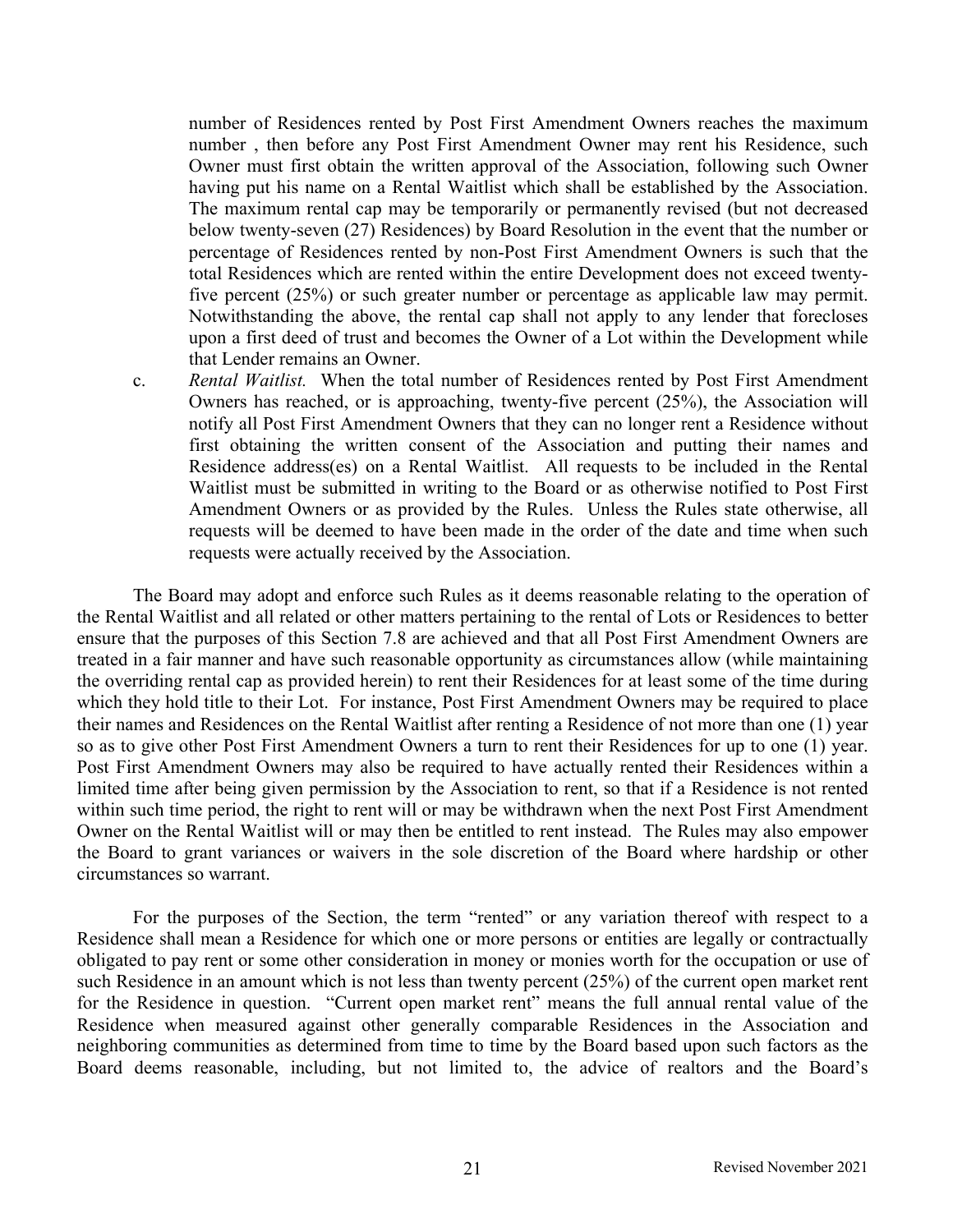number of Residences rented by Post First Amendment Owners reaches the maximum number , then before any Post First Amendment Owner may rent his Residence, such Owner must first obtain the written approval of the Association, following such Owner having put his name on a Rental Waitlist which shall be established by the Association. The maximum rental cap may be temporarily or permanently revised (but not decreased below twenty-seven (27) Residences) by Board Resolution in the event that the number or percentage of Residences rented by non-Post First Amendment Owners is such that the total Residences which are rented within the entire Development does not exceed twenty-five percent (25%) or such greater number or percentage as applicable law may permit. Notwithstanding the above, the rental cap shall not apply to any lender that forecloses upon a first deed of trust and becomes the Owner of a Lot within the Development while that Lender remains an Owner.

c. *Rental Waitlist.* When the total number of Residences rented by Post First Amendment Owners has reached, or is approaching, twenty-five percent (25%), the Association will notify all Post First Amendment Owners that they can no longer rent a Residence without first obtaining the written consent of the Association and putting their names and Residence address(es) on a Rental Waitlist. All requests to be included in the Rental Waitlist must be submitted in writing to the Board or as otherwise notified to Post First Amendment Owners or as provided by the Rules. Unless the Rules state otherwise, all requests will be deemed to have been made in the order of the date and time when such requests were actually received by the Association.

The Board may adopt and enforce such Rules as it deems reasonable relating to the operation of the Rental Waitlist and all related or other matters pertaining to the rental of Lots or Residences to better ensure that the purposes of this Section 7.8 are achieved and that all Post First Amendment Owners are treated in a fair manner and have such reasonable opportunity as circumstances allow (while maintaining the overriding rental cap as provided herein) to rent their Residences for at least some of the time during which they hold title to their Lot. For instance, Post First Amendment Owners may be required to place their names and Residences on the Rental Waitlist after renting a Residence of not more than one (1) year so as to give other Post First Amendment Owners a turn to rent their Residences for up to one (1) year. Post First Amendment Owners may also be required to have actually rented their Residences within a limited time after being given permission by the Association to rent, so that if a Residence is not rented within such time period, the right to rent will or may be withdrawn when the next Post First Amendment Owner on the Rental Waitlist will or may then be entitled to rent instead. The Rules may also empower the Board to grant variances or waivers in the sole discretion of the Board where hardship or other circumstances so warrant.

For the purposes of the Section, the term "rented" or any variation thereof with respect to a Residence shall mean a Residence for which one or more persons or entities are legally or contractually obligated to pay rent or some other consideration in money or monies worth for the occupation or use of such Residence in an amount which is not less than twenty percent (25%) of the current open market rent for the Residence in question. "Current open market rent" means the full annual rental value of the Residence when measured against other generally comparable Residences in the Association and neighboring communities as determined from time to time by the Board based upon such factors as the Board deems reasonable, including, but not limited to, the advice of realtors and the Board's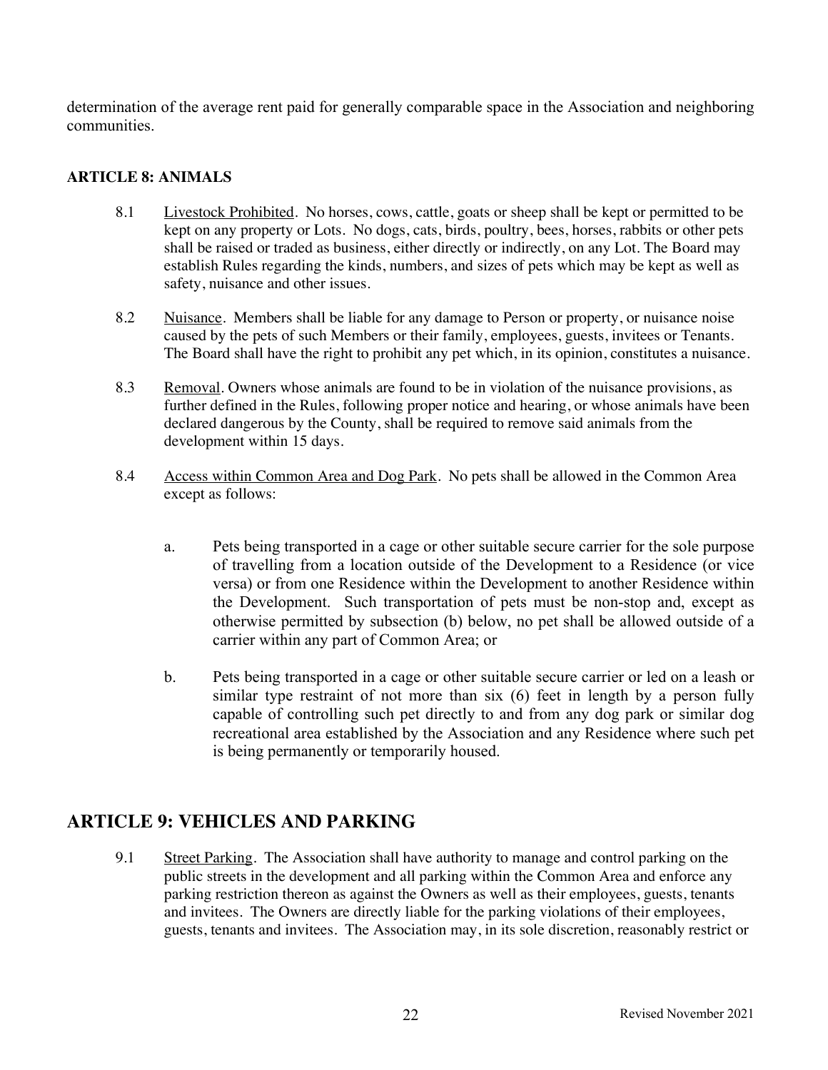determination of the average rent paid for generally comparable space in the Association and neighboring communities.

## ARTICLE 8: ANIMALS

8.1 Livestock Prohibited. No horses, cows, cattle, goats or sheep shall be kept or permitted to be kept on any property or Lots. No dogs, cats, birds, poultry, bees, horses, rabbits or other pets shall be raised or traded as business, either directly or indirectly, on any Lot. The Board may establish Rules regarding the kinds, numbers, and sizes of pets which may be kept as well as safety, nuisance and other issues.

8.2 Nuisance. Members shall be liable for any damage to Person or property, or nuisance noise caused by the pets of such Members or their family, employees, guests, invitees or Tenants. The Board shall have the right to prohibit any pet which, in its opinion, constitutes a nuisance.

8.3 Removal. Owners whose animals are found to be in violation of the nuisance provisions, as further defined in the Rules, following proper notice and hearing, or whose animals have been declared dangerous by the County, shall be required to remove said animals from the development within 15 days.

8.4 Access within Common Area and Dog Park. No pets shall be allowed in the Common Area except as follows:

a. Pets being transported in a cage or other suitable secure carrier for the sole purpose of travelling from a location outside of the Development to a Residence (or vice versa) or from one Residence within the Development to another Residence within the Development. Such transportation of pets must be non-stop and, except as otherwise permitted by subsection (b) below, no pet shall be allowed outside of a carrier within any part of Common Area; or

b. Pets being transported in a cage or other suitable secure carrier or led on a leash or similar type restraint of not more than six (6) feet in length by a person fully capable of controlling such pet directly to and from any dog park or similar dog recreational area established by the Association and any Residence where such pet is being permanently or temporarily housed.

## ARTICLE 9: VEHICLES AND PARKING

9.1 Street Parking. The Association shall have authority to manage and control parking on the public streets in the development and all parking within the Common Area and enforce any parking restriction thereon as against the Owners as well as their employees, guests, tenants and invitees. The Owners are directly liable for the parking violations of their employees, guests, tenants and invitees. The Association may, in its sole discretion, reasonably restrict or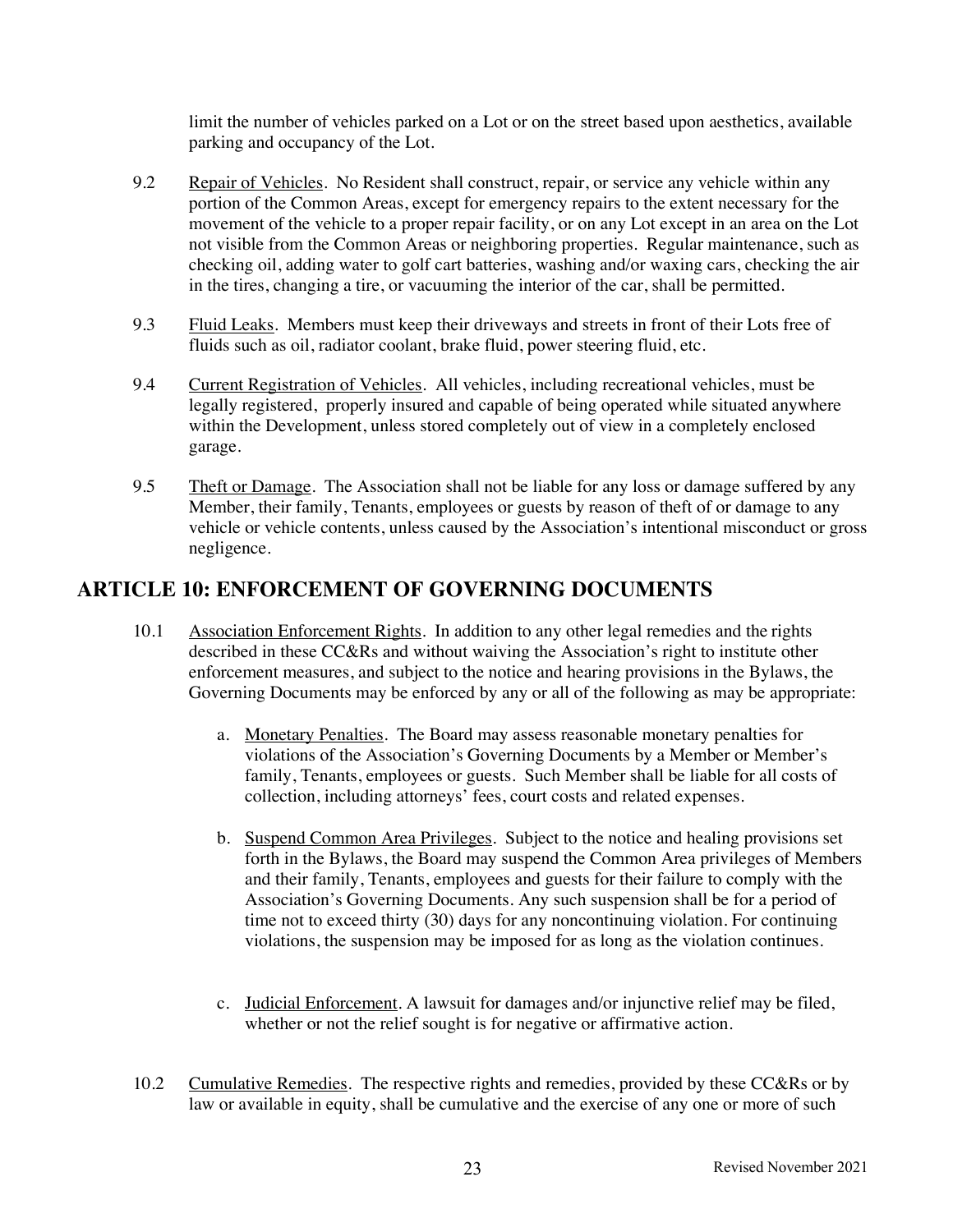limit the number of vehicles parked on a Lot or on the street based upon aesthetics, available parking and occupancy of the Lot.

9.2 Repair of Vehicles. No Resident shall construct, repair, or service any vehicle within any portion of the Common Areas, except for emergency repairs to the extent necessary for the movement of the vehicle to a proper repair facility, or on any Lot except in an area on the Lot not visible from the Common Areas or neighboring properties. Regular maintenance, such as checking oil, adding water to golf cart batteries, washing and/or waxing cars, checking the air in the tires, changing a tire, or vacuuming the interior of the car, shall be permitted.

9.3 Fluid Leaks. Members must keep their driveways and streets in front of their Lots free of fluids such as oil, radiator coolant, brake fluid, power steering fluid, etc.

9.4 Current Registration of Vehicles. All vehicles, including recreational vehicles, must be legally registered, properly insured and capable of being operated while situated anywhere within the Development, unless stored completely out of view in a completely enclosed garage.

9.5 Theft or Damage. The Association shall not be liable for any loss or damage suffered by any Member, their family, Tenants, employees or guests by reason of theft of or damage to any vehicle or vehicle contents, unless caused by the Association's intentional misconduct or gross negligence.

## ARTICLE 10: ENFORCEMENT OF GOVERNING DOCUMENTS

10.1 Association Enforcement Rights. In addition to any other legal remedies and the rights described in these CC&Rs and without waiving the Association's right to institute other enforcement measures, and subject to the notice and hearing provisions in the Bylaws, the Governing Documents may be enforced by any or all of the following as may be appropriate:

a. Monetary Penalties. The Board may assess reasonable monetary penalties for violations of the Association's Governing Documents by a Member or Member's family, Tenants, employees or guests. Such Member shall be liable for all costs of collection, including attorneys' fees, court costs and related expenses.

b. Suspend Common Area Privileges. Subject to the notice and healing provisions set forth in the Bylaws, the Board may suspend the Common Area privileges of Members and their family, Tenants, employees and guests for their failure to comply with the Association's Governing Documents. Any such suspension shall be for a period of time not to exceed thirty (30) days for any noncontinuing violation. For continuing violations, the suspension may be imposed for as long as the violation continues.

c. Judicial Enforcement. A lawsuit for damages and/or injunctive relief may be filed, whether or not the relief sought is for negative or affirmative action.

10.2 Cumulative Remedies. The respective rights and remedies, provided by these CC&Rs or by law or available in equity, shall be cumulative and the exercise of any one or more of such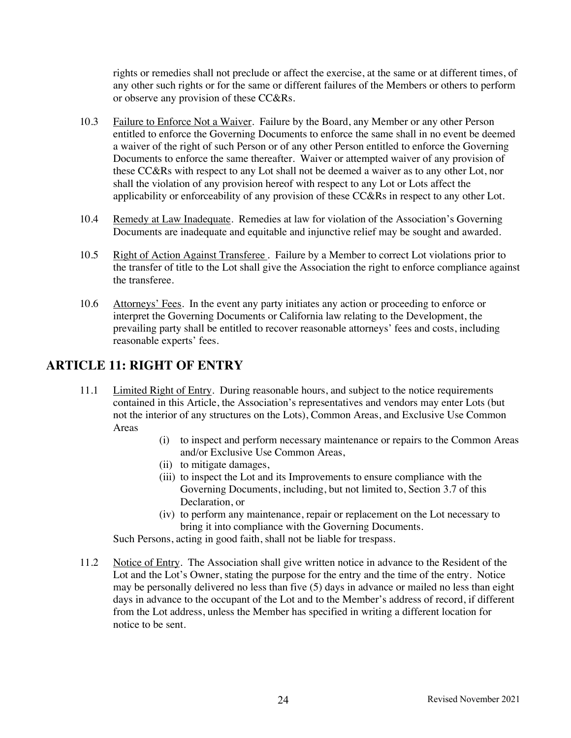rights or remedies shall not preclude or affect the exercise, at the same or at different times, of any other such rights or for the same or different failures of the Members or others to perform or observe any provision of these CC&Rs.

10.3 Failure to Enforce Not a Waiver. Failure by the Board, any Member or any other Person entitled to enforce the Governing Documents to enforce the same shall in no event be deemed a waiver of the right of such Person or of any other Person entitled to enforce the Governing Documents to enforce the same thereafter. Waiver or attempted waiver of any provision of these CC&Rs with respect to any Lot shall not be deemed a waiver as to any other Lot, nor shall the violation of any provision hereof with respect to any Lot or Lots affect the applicability or enforceability of any provision of these CC&Rs in respect to any other Lot.

10.4 Remedy at Law Inadequate. Remedies at law for violation of the Association's Governing Documents are inadequate and equitable and injunctive relief may be sought and awarded.

10.5 Right of Action Against Transferee . Failure by a Member to correct Lot violations prior to the transfer of title to the Lot shall give the Association the right to enforce compliance against the transferee.

10.6 Attorneys' Fees. In the event any party initiates any action or proceeding to enforce or interpret the Governing Documents or California law relating to the Development, the prevailing party shall be entitled to recover reasonable attorneys' fees and costs, including reasonable experts' fees.

## ARTICLE 11: RIGHT OF ENTRY

11.1 Limited Right of Entry. During reasonable hours, and subject to the notice requirements contained in this Article, the Association's representatives and vendors may enter Lots (but not the interior of any structures on the Lots), Common Areas, and Exclusive Use Common Areas

- (i) to inspect and perform necessary maintenance or repairs to the Common Areas and/or Exclusive Use Common Areas,
- (ii) to mitigate damages,
- (iii) to inspect the Lot and its Improvements to ensure compliance with the Governing Documents, including, but not limited to, Section 3.7 of this Declaration, or
- (iv) to perform any maintenance, repair or replacement on the Lot necessary to bring it into compliance with the Governing Documents.

Such Persons, acting in good faith, shall not be liable for trespass.

11.2 Notice of Entry. The Association shall give written notice in advance to the Resident of the Lot and the Lot's Owner, stating the purpose for the entry and the time of the entry. Notice may be personally delivered no less than five (5) days in advance or mailed no less than eight days in advance to the occupant of the Lot and to the Member's address of record, if different from the Lot address, unless the Member has specified in writing a different location for notice to be sent.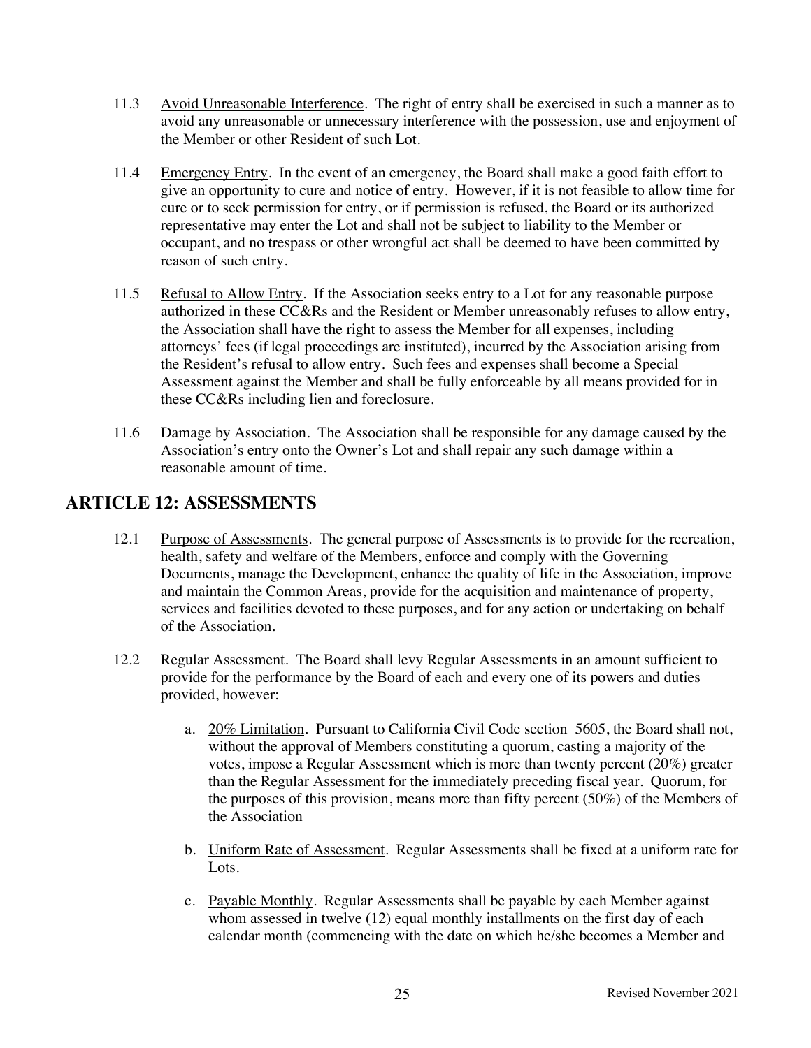11.3 Avoid Unreasonable Interference. The right of entry shall be exercised in such a manner as to avoid any unreasonable or unnecessary interference with the possession, use and enjoyment of the Member or other Resident of such Lot.

11.4 Emergency Entry. In the event of an emergency, the Board shall make a good faith effort to give an opportunity to cure and notice of entry. However, if it is not feasible to allow time for cure or to seek permission for entry, or if permission is refused, the Board or its authorized representative may enter the Lot and shall not be subject to liability to the Member or occupant, and no trespass or other wrongful act shall be deemed to have been committed by reason of such entry.

11.5 Refusal to Allow Entry. If the Association seeks entry to a Lot for any reasonable purpose authorized in these CC&Rs and the Resident or Member unreasonably refuses to allow entry, the Association shall have the right to assess the Member for all expenses, including attorneys' fees (if legal proceedings are instituted), incurred by the Association arising from the Resident's refusal to allow entry. Such fees and expenses shall become a Special Assessment against the Member and shall be fully enforceable by all means provided for in these CC&Rs including lien and foreclosure.

11.6 Damage by Association. The Association shall be responsible for any damage caused by the Association's entry onto the Owner's Lot and shall repair any such damage within a reasonable amount of time.

## ARTICLE 12: ASSESSMENTS

12.1 Purpose of Assessments. The general purpose of Assessments is to provide for the recreation, health, safety and welfare of the Members, enforce and comply with the Governing Documents, manage the Development, enhance the quality of life in the Association, improve and maintain the Common Areas, provide for the acquisition and maintenance of property, services and facilities devoted to these purposes, and for any action or undertaking on behalf of the Association.

12.2 Regular Assessment. The Board shall levy Regular Assessments in an amount sufficient to provide for the performance by the Board of each and every one of its powers and duties provided, however:

a. 20% Limitation. Pursuant to California Civil Code section 5605, the Board shall not, without the approval of Members constituting a quorum, casting a majority of the votes, impose a Regular Assessment which is more than twenty percent (20%) greater than the Regular Assessment for the immediately preceding fiscal year. Quorum, for the purposes of this provision, means more than fifty percent (50%) of the Members of the Association

b. Uniform Rate of Assessment. Regular Assessments shall be fixed at a uniform rate for Lots.

c. Payable Monthly. Regular Assessments shall be payable by each Member against whom assessed in twelve (12) equal monthly installments on the first day of each calendar month (commencing with the date on which he/she becomes a Member and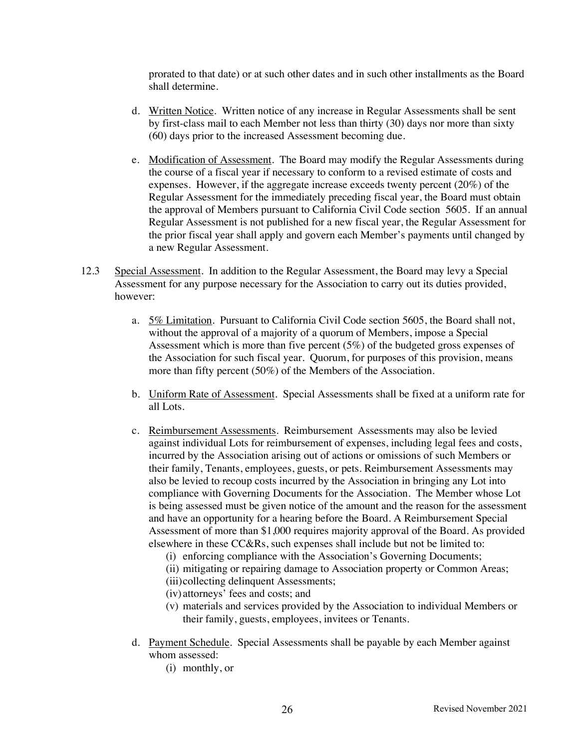prorated to that date) or at such other dates and in such other installments as the Board shall determine.

d. Written Notice. Written notice of any increase in Regular Assessments shall be sent by first-class mail to each Member not less than thirty (30) days nor more than sixty (60) days prior to the increased Assessment becoming due.

e. Modification of Assessment. The Board may modify the Regular Assessments during the course of a fiscal year if necessary to conform to a revised estimate of costs and expenses. However, if the aggregate increase exceeds twenty percent (20%) of the Regular Assessment for the immediately preceding fiscal year, the Board must obtain the approval of Members pursuant to California Civil Code section 5605. If an annual Regular Assessment is not published for a new fiscal year, the Regular Assessment for the prior fiscal year shall apply and govern each Member's payments until changed by a new Regular Assessment.

12.3 Special Assessment. In addition to the Regular Assessment, the Board may levy a Special Assessment for any purpose necessary for the Association to carry out its duties provided, however:

a. 5% Limitation. Pursuant to California Civil Code section 5605, the Board shall not, without the approval of a majority of a quorum of Members, impose a Special Assessment which is more than five percent (5%) of the budgeted gross expenses of the Association for such fiscal year. Quorum, for purposes of this provision, means more than fifty percent (50%) of the Members of the Association.

b. Uniform Rate of Assessment. Special Assessments shall be fixed at a uniform rate for all Lots.

c. Reimbursement Assessments. Reimbursement Assessments may also be levied against individual Lots for reimbursement of expenses, including legal fees and costs, incurred by the Association arising out of actions or omissions of such Members or their family, Tenants, employees, guests, or pets. Reimbursement Assessments may also be levied to recoup costs incurred by the Association in bringing any Lot into compliance with Governing Documents for the Association. The Member whose Lot is being assessed must be given notice of the amount and the reason for the assessment and have an opportunity for a hearing before the Board. A Reimbursement Special Assessment of more than $1,000 requires majority approval of the Board. As provided elsewhere in these CC&Rs, such expenses shall include but not be limited to:
   - (i) enforcing compliance with the Association's Governing Documents;
   - (ii) mitigating or repairing damage to Association property or Common Areas;
   - (iii) collecting delinquent Assessments;
   - (iv) attorneys' fees and costs; and
   - (v) materials and services provided by the Association to individual Members or their family, guests, employees, invitees or Tenants.

d. Payment Schedule. Special Assessments shall be payable by each Member against whom assessed:
   - (i) monthly, or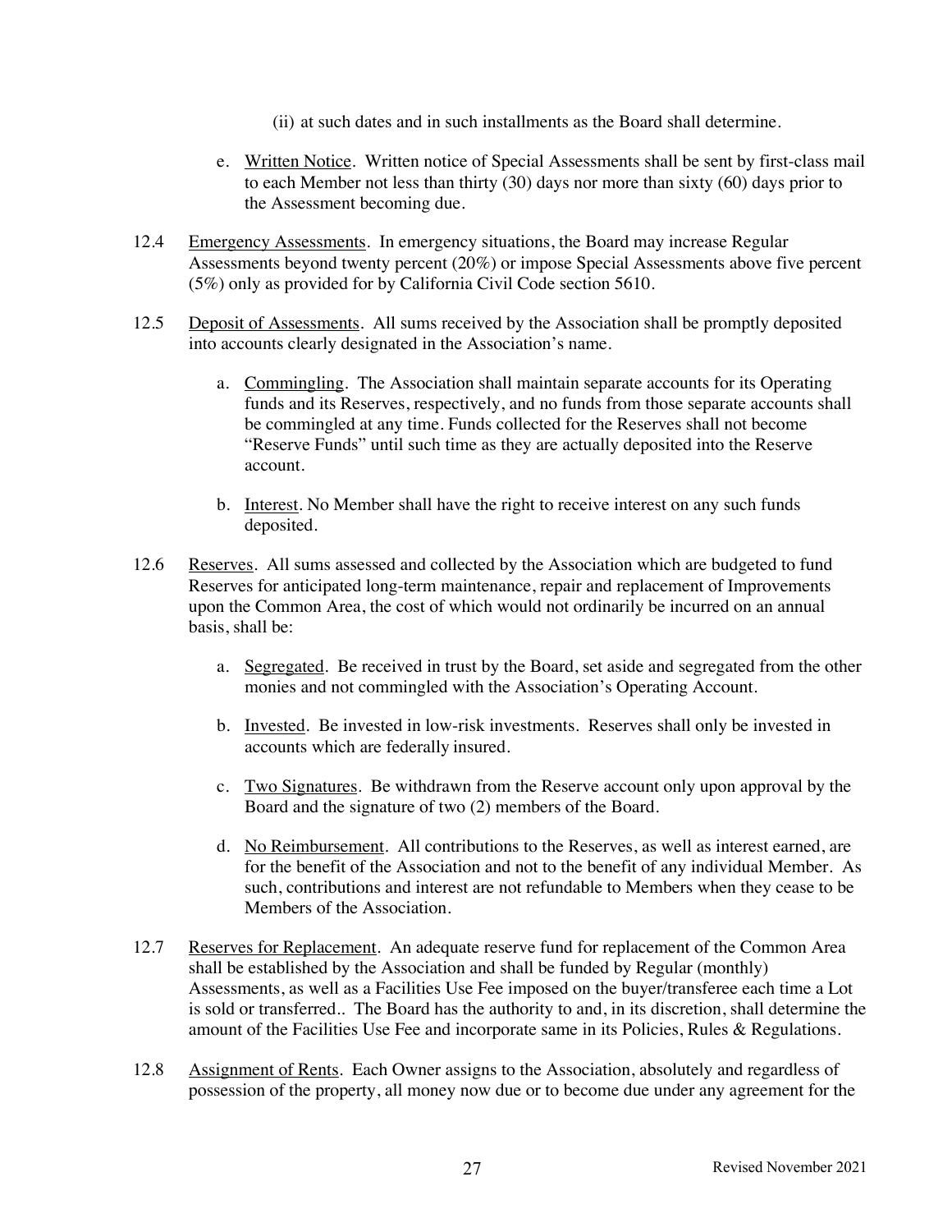(ii) at such dates and in such installments as the Board shall determine.

e. Written Notice. Written notice of Special Assessments shall be sent by first-class mail to each Member not less than thirty (30) days nor more than sixty (60) days prior to the Assessment becoming due.

12.4 Emergency Assessments. In emergency situations, the Board may increase Regular Assessments beyond twenty percent (20%) or impose Special Assessments above five percent (5%) only as provided for by California Civil Code section 5610.

12.5 Deposit of Assessments. All sums received by the Association shall be promptly deposited into accounts clearly designated in the Association's name.

a. Commingling. The Association shall maintain separate accounts for its Operating funds and its Reserves, respectively, and no funds from those separate accounts shall be commingled at any time. Funds collected for the Reserves shall not become "Reserve Funds" until such time as they are actually deposited into the Reserve account.

b. Interest. No Member shall have the right to receive interest on any such funds deposited.

12.6 Reserves. All sums assessed and collected by the Association which are budgeted to fund Reserves for anticipated long-term maintenance, repair and replacement of Improvements upon the Common Area, the cost of which would not ordinarily be incurred on an annual basis, shall be:

a. Segregated. Be received in trust by the Board, set aside and segregated from the other monies and not commingled with the Association's Operating Account.

b. Invested. Be invested in low-risk investments. Reserves shall only be invested in accounts which are federally insured.

c. Two Signatures. Be withdrawn from the Reserve account only upon approval by the Board and the signature of two (2) members of the Board.

d. No Reimbursement. All contributions to the Reserves, as well as interest earned, are for the benefit of the Association and not to the benefit of any individual Member. As such, contributions and interest are not refundable to Members when they cease to be Members of the Association.

12.7 Reserves for Replacement. An adequate reserve fund for replacement of the Common Area shall be established by the Association and shall be funded by Regular (monthly) Assessments, as well as a Facilities Use Fee imposed on the buyer/transferee each time a Lot is sold or transferred.. The Board has the authority to and, in its discretion, shall determine the amount of the Facilities Use Fee and incorporate same in its Policies, Rules & Regulations.

12.8 Assignment of Rents. Each Owner assigns to the Association, absolutely and regardless of possession of the property, all money now due or to become due under any agreement for the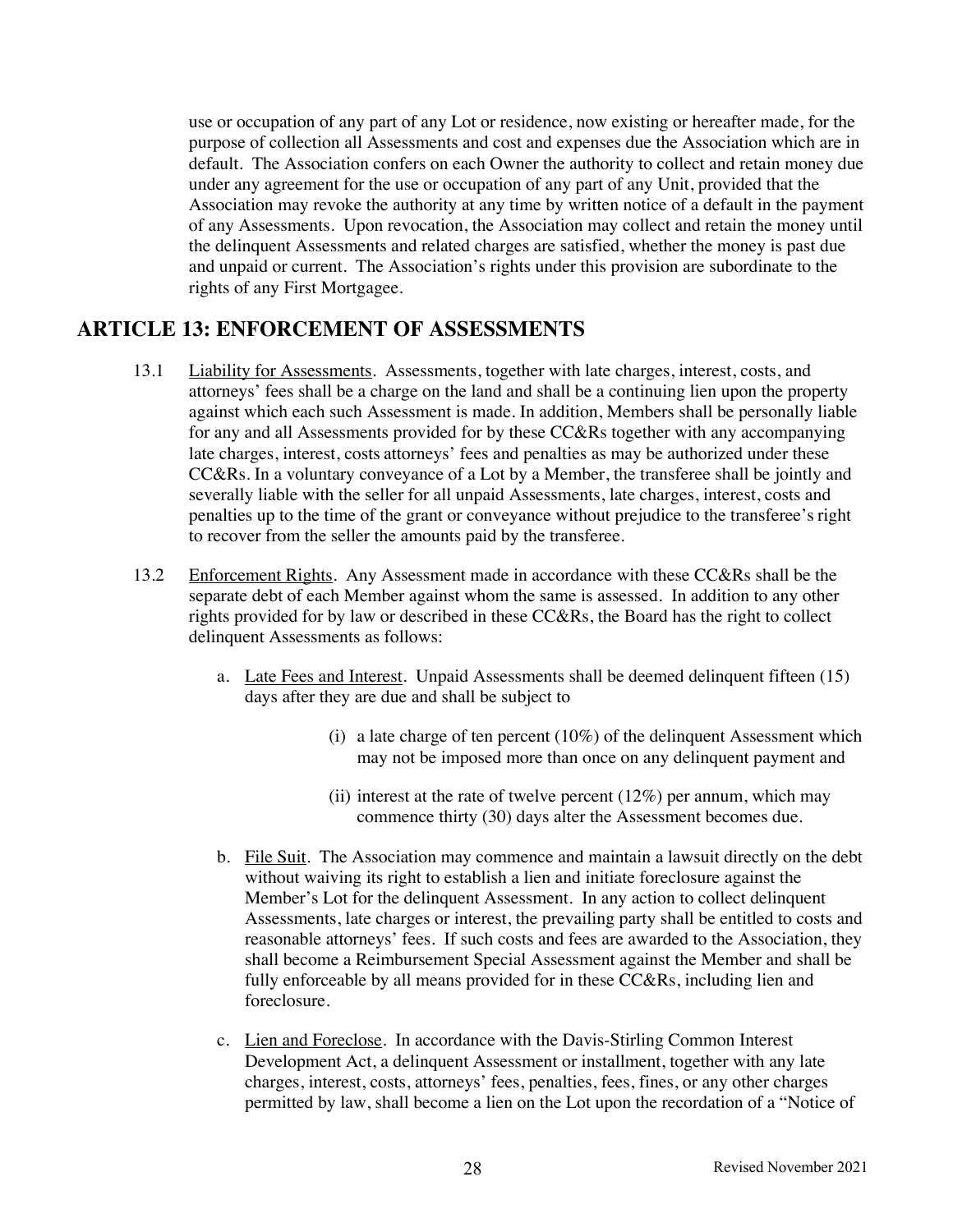use or occupation of any part of any Lot or residence, now existing or hereafter made, for the purpose of collection all Assessments and cost and expenses due the Association which are in default. The Association confers on each Owner the authority to collect and retain money due under any agreement for the use or occupation of any part of any Unit, provided that the Association may revoke the authority at any time by written notice of a default in the payment of any Assessments. Upon revocation, the Association may collect and retain the money until the delinquent Assessments and related charges are satisfied, whether the money is past due and unpaid or current. The Association's rights under this provision are subordinate to the rights of any First Mortgagee.

## ARTICLE 13: ENFORCEMENT OF ASSESSMENTS

13.1 Liability for Assessments. Assessments, together with late charges, interest, costs, and attorneys' fees shall be a charge on the land and shall be a continuing lien upon the property against which each such Assessment is made. In addition, Members shall be personally liable for any and all Assessments provided for by these CC&Rs together with any accompanying late charges, interest, costs attorneys' fees and penalties as may be authorized under these CC&Rs. In a voluntary conveyance of a Lot by a Member, the transferee shall be jointly and severally liable with the seller for all unpaid Assessments, late charges, interest, costs and penalties up to the time of the grant or conveyance without prejudice to the transferee's right to recover from the seller the amounts paid by the transferee.

13.2 Enforcement Rights. Any Assessment made in accordance with these CC&Rs shall be the separate debt of each Member against whom the same is assessed. In addition to any other rights provided for by law or described in these CC&Rs, the Board has the right to collect delinquent Assessments as follows:

a. Late Fees and Interest. Unpaid Assessments shall be deemed delinquent fifteen (15) days after they are due and shall be subject to

   (i) a late charge of ten percent (10%) of the delinquent Assessment which may not be imposed more than once on any delinquent payment and

   (ii) interest at the rate of twelve percent (12%) per annum, which may commence thirty (30) days alter the Assessment becomes due.

b. File Suit. The Association may commence and maintain a lawsuit directly on the debt without waiving its right to establish a lien and initiate foreclosure against the Member's Lot for the delinquent Assessment. In any action to collect delinquent Assessments, late charges or interest, the prevailing party shall be entitled to costs and reasonable attorneys' fees. If such costs and fees are awarded to the Association, they shall become a Reimbursement Special Assessment against the Member and shall be fully enforceable by all means provided for in these CC&Rs, including lien and foreclosure.

c. Lien and Foreclose. In accordance with the Davis-Stirling Common Interest Development Act, a delinquent Assessment or installment, together with any late charges, interest, costs, attorneys' fees, penalties, fees, fines, or any other charges permitted by law, shall become a lien on the Lot upon the recordation of a "Notice of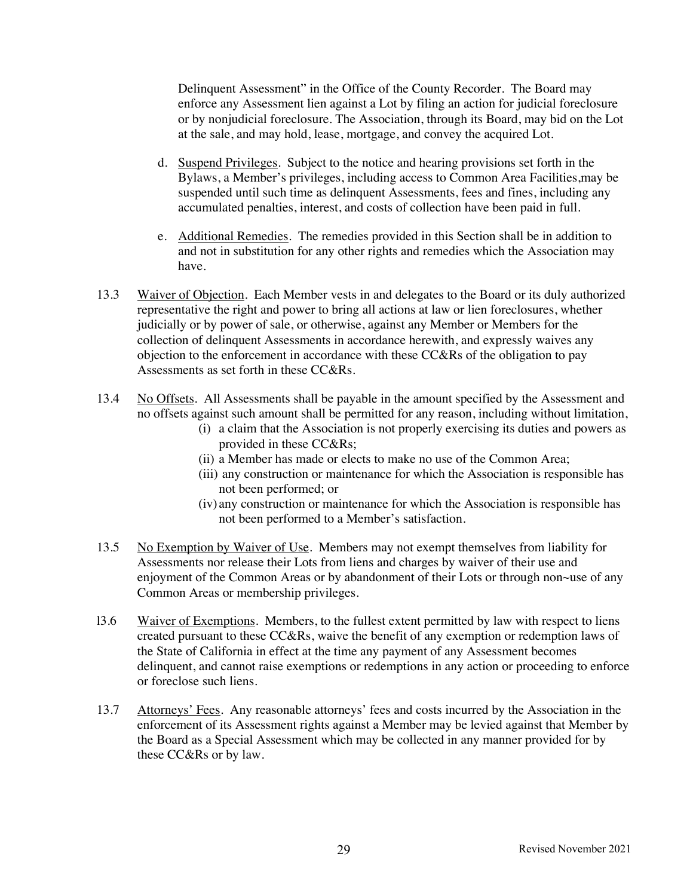Delinquent Assessment" in the Office of the County Recorder. The Board may enforce any Assessment lien against a Lot by filing an action for judicial foreclosure or by nonjudicial foreclosure. The Association, through its Board, may bid on the Lot at the sale, and may hold, lease, mortgage, and convey the acquired Lot.

d. Suspend Privileges. Subject to the notice and hearing provisions set forth in the Bylaws, a Member's privileges, including access to Common Area Facilities,may be suspended until such time as delinquent Assessments, fees and fines, including any accumulated penalties, interest, and costs of collection have been paid in full.

e. Additional Remedies. The remedies provided in this Section shall be in addition to and not in substitution for any other rights and remedies which the Association may have.

13.3 Waiver of Objection. Each Member vests in and delegates to the Board or its duly authorized representative the right and power to bring all actions at law or lien foreclosures, whether judicially or by power of sale, or otherwise, against any Member or Members for the collection of delinquent Assessments in accordance herewith, and expressly waives any objection to the enforcement in accordance with these CC&Rs of the obligation to pay Assessments as set forth in these CC&Rs.

13.4 No Offsets. All Assessments shall be payable in the amount specified by the Assessment and no offsets against such amount shall be permitted for any reason, including without limitation,

- (i) a claim that the Association is not properly exercising its duties and powers as provided in these CC&Rs;
- (ii) a Member has made or elects to make no use of the Common Area;
- (iii) any construction or maintenance for which the Association is responsible has not been performed; or
- (iv) any construction or maintenance for which the Association is responsible has not been performed to a Member's satisfaction.

13.5 No Exemption by Waiver of Use. Members may not exempt themselves from liability for Assessments nor release their Lots from liens and charges by waiver of their use and enjoyment of the Common Areas or by abandonment of their Lots or through non~use of any Common Areas or membership privileges.

13.6 Waiver of Exemptions. Members, to the fullest extent permitted by law with respect to liens created pursuant to these CC&Rs, waive the benefit of any exemption or redemption laws of the State of California in effect at the time any payment of any Assessment becomes delinquent, and cannot raise exemptions or redemptions in any action or proceeding to enforce or foreclose such liens.

13.7 Attorneys' Fees. Any reasonable attorneys' fees and costs incurred by the Association in the enforcement of its Assessment rights against a Member may be levied against that Member by the Board as a Special Assessment which may be collected in any manner provided for by these CC&Rs or by law.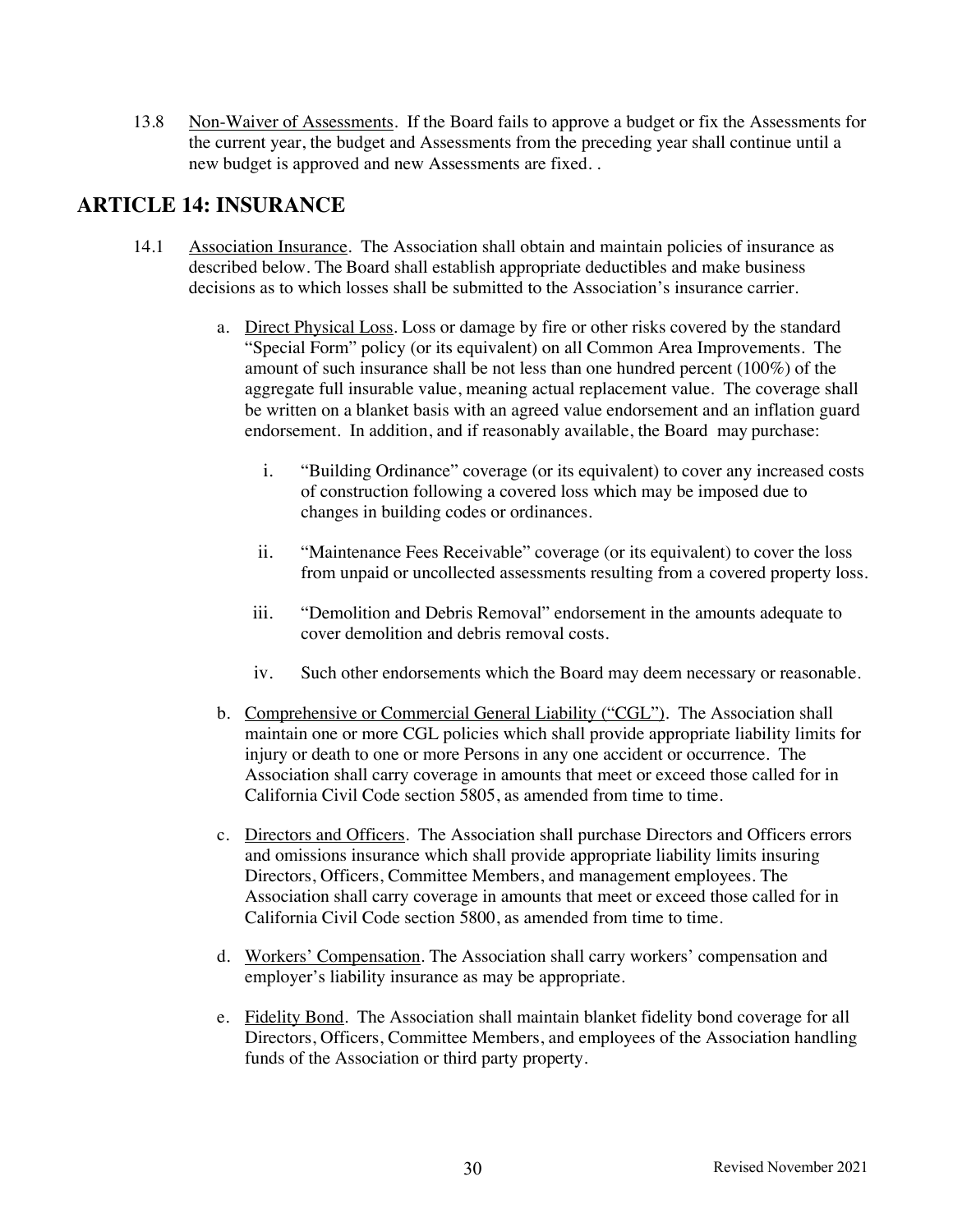13.8 Non-Waiver of Assessments. If the Board fails to approve a budget or fix the Assessments for the current year, the budget and Assessments from the preceding year shall continue until a new budget is approved and new Assessments are fixed. .

## ARTICLE 14: INSURANCE

14.1 Association Insurance. The Association shall obtain and maintain policies of insurance as described below. The Board shall establish appropriate deductibles and make business decisions as to which losses shall be submitted to the Association's insurance carrier.

a. Direct Physical Loss. Loss or damage by fire or other risks covered by the standard "Special Form" policy (or its equivalent) on all Common Area Improvements. The amount of such insurance shall be not less than one hundred percent (100%) of the aggregate full insurable value, meaning actual replacement value. The coverage shall be written on a blanket basis with an agreed value endorsement and an inflation guard endorsement. In addition, and if reasonably available, the Board may purchase:

i. "Building Ordinance" coverage (or its equivalent) to cover any increased costs of construction following a covered loss which may be imposed due to changes in building codes or ordinances.

ii. "Maintenance Fees Receivable" coverage (or its equivalent) to cover the loss from unpaid or uncollected assessments resulting from a covered property loss.

iii. "Demolition and Debris Removal" endorsement in the amounts adequate to cover demolition and debris removal costs.

iv. Such other endorsements which the Board may deem necessary or reasonable.

b. Comprehensive or Commercial General Liability ("CGL"). The Association shall maintain one or more CGL policies which shall provide appropriate liability limits for injury or death to one or more Persons in any one accident or occurrence. The Association shall carry coverage in amounts that meet or exceed those called for in California Civil Code section 5805, as amended from time to time.

c. Directors and Officers. The Association shall purchase Directors and Officers errors and omissions insurance which shall provide appropriate liability limits insuring Directors, Officers, Committee Members, and management employees. The Association shall carry coverage in amounts that meet or exceed those called for in California Civil Code section 5800, as amended from time to time.

d. Workers' Compensation. The Association shall carry workers' compensation and employer's liability insurance as may be appropriate.

e. Fidelity Bond. The Association shall maintain blanket fidelity bond coverage for all Directors, Officers, Committee Members, and employees of the Association handling funds of the Association or third party property.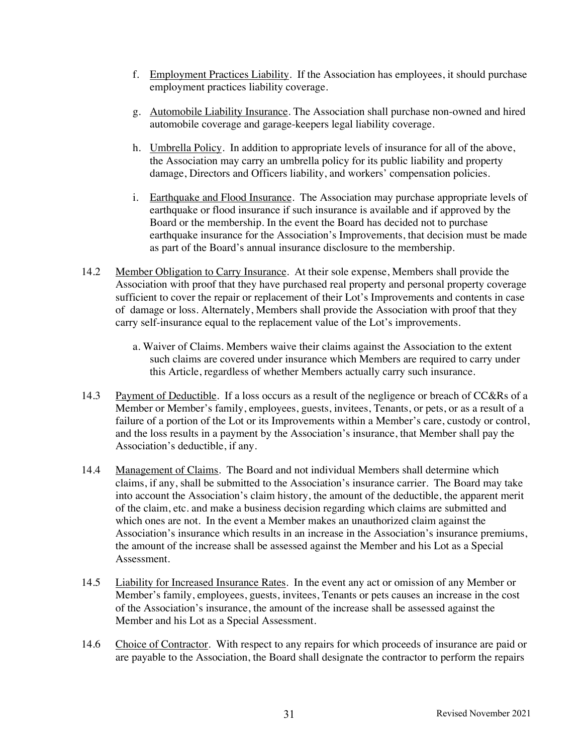f. <u>Employment Practices Liability</u>. If the Association has employees, it should purchase employment practices liability coverage.

g. <u>Automobile Liability Insurance</u>. The Association shall purchase non-owned and hired automobile coverage and garage-keepers legal liability coverage.

h. <u>Umbrella Policy</u>. In addition to appropriate levels of insurance for all of the above, the Association may carry an umbrella policy for its public liability and property damage, Directors and Officers liability, and workers' compensation policies.

i. <u>Earthquake and Flood Insurance</u>. The Association may purchase appropriate levels of earthquake or flood insurance if such insurance is available and if approved by the Board or the membership. In the event the Board has decided not to purchase earthquake insurance for the Association's Improvements, that decision must be made as part of the Board's annual insurance disclosure to the membership.

14.2 <u>Member Obligation to Carry Insurance</u>. At their sole expense, Members shall provide the Association with proof that they have purchased real property and personal property coverage sufficient to cover the repair or replacement of their Lot's Improvements and contents in case of damage or loss. Alternately, Members shall provide the Association with proof that they carry self-insurance equal to the replacement value of the Lot's improvements.

a. Waiver of Claims. Members waive their claims against the Association to the extent such claims are covered under insurance which Members are required to carry under this Article, regardless of whether Members actually carry such insurance.

14.3 <u>Payment of Deductible</u>. If a loss occurs as a result of the negligence or breach of CC&Rs of a Member or Member's family, employees, guests, invitees, Tenants, or pets, or as a result of a failure of a portion of the Lot or its Improvements within a Member's care, custody or control, and the loss results in a payment by the Association's insurance, that Member shall pay the Association's deductible, if any.

14.4 <u>Management of Claims</u>. The Board and not individual Members shall determine which claims, if any, shall be submitted to the Association's insurance carrier. The Board may take into account the Association's claim history, the amount of the deductible, the apparent merit of the claim, etc. and make a business decision regarding which claims are submitted and which ones are not. In the event a Member makes an unauthorized claim against the Association's insurance which results in an increase in the Association's insurance premiums, the amount of the increase shall be assessed against the Member and his Lot as a Special Assessment.

14.5 <u>Liability for Increased Insurance Rates</u>. In the event any act or omission of any Member or Member's family, employees, guests, invitees, Tenants or pets causes an increase in the cost of the Association's insurance, the amount of the increase shall be assessed against the Member and his Lot as a Special Assessment.

14.6 <u>Choice of Contractor</u>. With respect to any repairs for which proceeds of insurance are paid or are payable to the Association, the Board shall designate the contractor to perform the repairs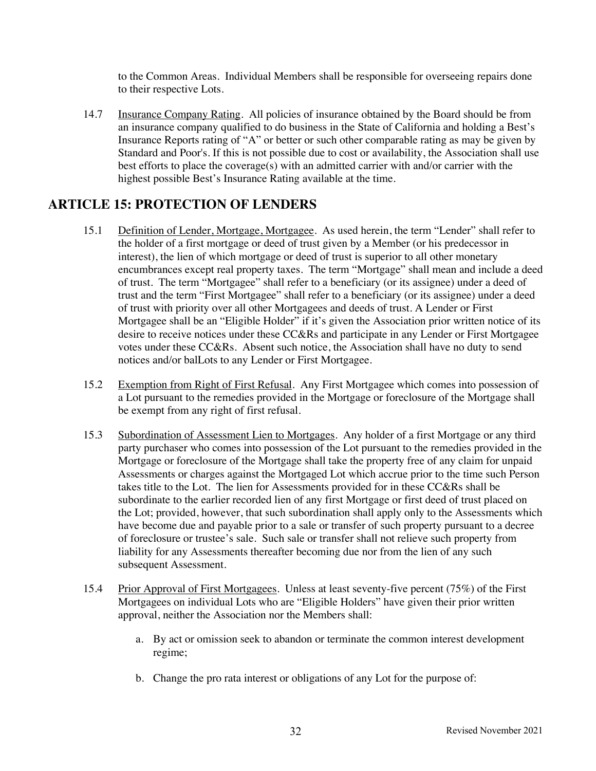to the Common Areas. Individual Members shall be responsible for overseeing repairs done to their respective Lots.

14.7 Insurance Company Rating. All policies of insurance obtained by the Board should be from an insurance company qualified to do business in the State of California and holding a Best's Insurance Reports rating of "A" or better or such other comparable rating as may be given by Standard and Poor's. If this is not possible due to cost or availability, the Association shall use best efforts to place the coverage(s) with an admitted carrier with and/or carrier with the highest possible Best's Insurance Rating available at the time.

## ARTICLE 15: PROTECTION OF LENDERS

15.1 Definition of Lender, Mortgage, Mortgagee. As used herein, the term "Lender" shall refer to the holder of a first mortgage or deed of trust given by a Member (or his predecessor in interest), the lien of which mortgage or deed of trust is superior to all other monetary encumbrances except real property taxes. The term "Mortgage" shall mean and include a deed of trust. The term "Mortgagee" shall refer to a beneficiary (or its assignee) under a deed of trust and the term "First Mortgagee" shall refer to a beneficiary (or its assignee) under a deed of trust with priority over all other Mortgagees and deeds of trust. A Lender or First Mortgagee shall be an "Eligible Holder" if it's given the Association prior written notice of its desire to receive notices under these CC&Rs and participate in any Lender or First Mortgagee votes under these CC&Rs. Absent such notice, the Association shall have no duty to send notices and/or balLots to any Lender or First Mortgagee.

15.2 Exemption from Right of First Refusal. Any First Mortgagee which comes into possession of a Lot pursuant to the remedies provided in the Mortgage or foreclosure of the Mortgage shall be exempt from any right of first refusal.

15.3 Subordination of Assessment Lien to Mortgages. Any holder of a first Mortgage or any third party purchaser who comes into possession of the Lot pursuant to the remedies provided in the Mortgage or foreclosure of the Mortgage shall take the property free of any claim for unpaid Assessments or charges against the Mortgaged Lot which accrue prior to the time such Person takes title to the Lot. The lien for Assessments provided for in these CC&Rs shall be subordinate to the earlier recorded lien of any first Mortgage or first deed of trust placed on the Lot; provided, however, that such subordination shall apply only to the Assessments which have become due and payable prior to a sale or transfer of such property pursuant to a decree of foreclosure or trustee's sale. Such sale or transfer shall not relieve such property from liability for any Assessments thereafter becoming due nor from the lien of any such subsequent Assessment.

15.4 Prior Approval of First Mortgagees. Unless at least seventy-five percent (75%) of the First Mortgagees on individual Lots who are "Eligible Holders" have given their prior written approval, neither the Association nor the Members shall:

a. By act or omission seek to abandon or terminate the common interest development regime;

b. Change the pro rata interest or obligations of any Lot for the purpose of: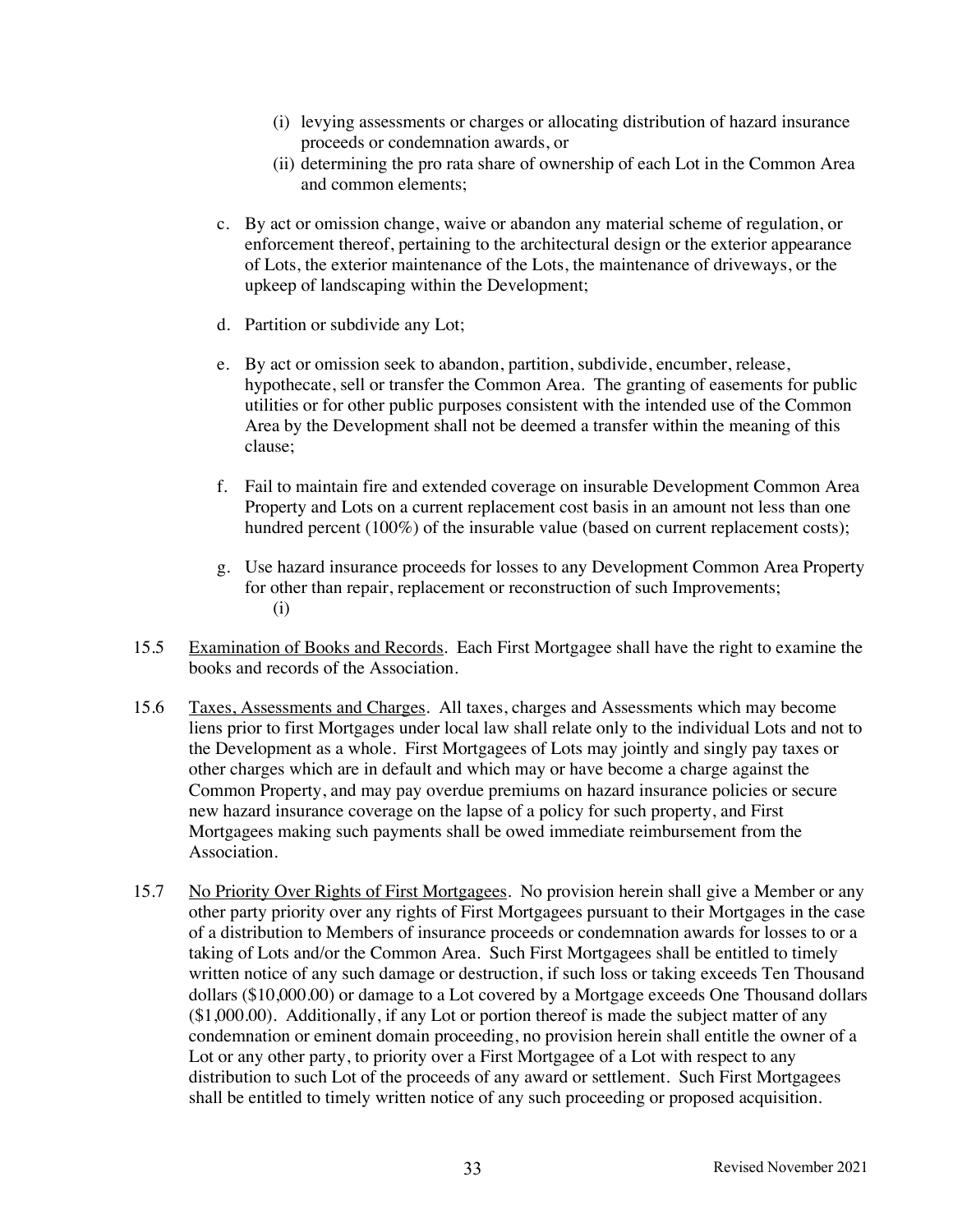- (i) levying assessments or charges or allocating distribution of hazard insurance proceeds or condemnation awards, or
   - (ii) determining the pro rata share of ownership of each Lot in the Common Area and common elements;

c. By act or omission change, waive or abandon any material scheme of regulation, or enforcement thereof, pertaining to the architectural design or the exterior appearance of Lots, the exterior maintenance of the Lots, the maintenance of driveways, or the upkeep of landscaping within the Development;

d. Partition or subdivide any Lot;

e. By act or omission seek to abandon, partition, subdivide, encumber, release, hypothecate, sell or transfer the Common Area. The granting of easements for public utilities or for other public purposes consistent with the intended use of the Common Area by the Development shall not be deemed a transfer within the meaning of this clause;

f. Fail to maintain fire and extended coverage on insurable Development Common Area Property and Lots on a current replacement cost basis in an amount not less than one hundred percent (100%) of the insurable value (based on current replacement costs);

g. Use hazard insurance proceeds for losses to any Development Common Area Property for other than repair, replacement or reconstruction of such Improvements;
   (i)

15.5 Examination of Books and Records. Each First Mortgagee shall have the right to examine the books and records of the Association.

15.6 Taxes, Assessments and Charges. All taxes, charges and Assessments which may become liens prior to first Mortgages under local law shall relate only to the individual Lots and not to the Development as a whole. First Mortgagees of Lots may jointly and singly pay taxes or other charges which are in default and which may or have become a charge against the Common Property, and may pay overdue premiums on hazard insurance policies or secure new hazard insurance coverage on the lapse of a policy for such property, and First Mortgagees making such payments shall be owed immediate reimbursement from the Association.

15.7 No Priority Over Rights of First Mortgagees. No provision herein shall give a Member or any other party priority over any rights of First Mortgagees pursuant to their Mortgages in the case of a distribution to Members of insurance proceeds or condemnation awards for losses to or a taking of Lots and/or the Common Area. Such First Mortgagees shall be entitled to timely written notice of any such damage or destruction, if such loss or taking exceeds Ten Thousand dollars ($10,000.00) or damage to a Lot covered by a Mortgage exceeds One Thousand dollars ($1,000.00). Additionally, if any Lot or portion thereof is made the subject matter of any condemnation or eminent domain proceeding, no provision herein shall entitle the owner of a Lot or any other party, to priority over a First Mortgagee of a Lot with respect to any distribution to such Lot of the proceeds of any award or settlement. Such First Mortgagees shall be entitled to timely written notice of any such proceeding or proposed acquisition.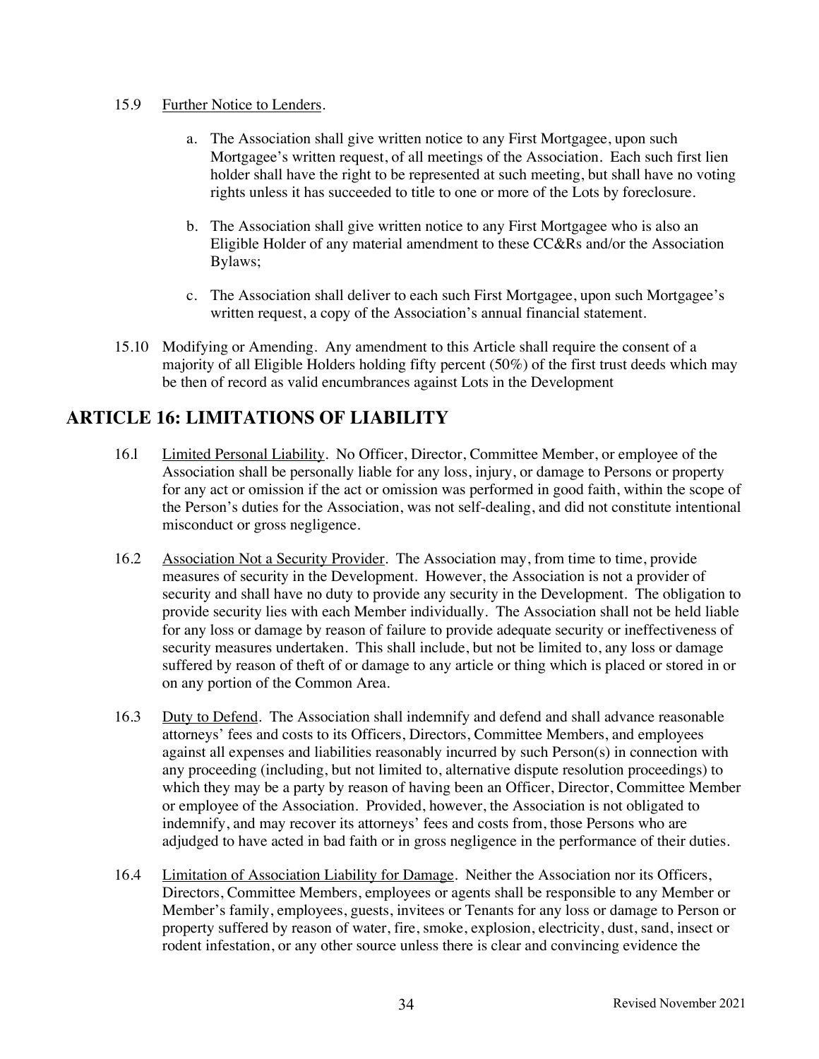15.9 Further Notice to Lenders.

a. The Association shall give written notice to any First Mortgagee, upon such Mortgagee's written request, of all meetings of the Association. Each such first lien holder shall have the right to be represented at such meeting, but shall have no voting rights unless it has succeeded to title to one or more of the Lots by foreclosure.

b. The Association shall give written notice to any First Mortgagee who is also an Eligible Holder of any material amendment to these CC&Rs and/or the Association Bylaws;

c. The Association shall deliver to each such First Mortgagee, upon such Mortgagee's written request, a copy of the Association's annual financial statement.

15.10 Modifying or Amending. Any amendment to this Article shall require the consent of a majority of all Eligible Holders holding fifty percent (50%) of the first trust deeds which may be then of record as valid encumbrances against Lots in the Development

## ARTICLE 16: LIMITATIONS OF LIABILITY

16.1 Limited Personal Liability. No Officer, Director, Committee Member, or employee of the Association shall be personally liable for any loss, injury, or damage to Persons or property for any act or omission if the act or omission was performed in good faith, within the scope of the Person's duties for the Association, was not self-dealing, and did not constitute intentional misconduct or gross negligence.

16.2 Association Not a Security Provider. The Association may, from time to time, provide measures of security in the Development. However, the Association is not a provider of security and shall have no duty to provide any security in the Development. The obligation to provide security lies with each Member individually. The Association shall not be held liable for any loss or damage by reason of failure to provide adequate security or ineffectiveness of security measures undertaken. This shall include, but not be limited to, any loss or damage suffered by reason of theft of or damage to any article or thing which is placed or stored in or on any portion of the Common Area.

16.3 Duty to Defend. The Association shall indemnify and defend and shall advance reasonable attorneys' fees and costs to its Officers, Directors, Committee Members, and employees against all expenses and liabilities reasonably incurred by such Person(s) in connection with any proceeding (including, but not limited to, alternative dispute resolution proceedings) to which they may be a party by reason of having been an Officer, Director, Committee Member or employee of the Association. Provided, however, the Association is not obligated to indemnify, and may recover its attorneys' fees and costs from, those Persons who are adjudged to have acted in bad faith or in gross negligence in the performance of their duties.

16.4 Limitation of Association Liability for Damage. Neither the Association nor its Officers, Directors, Committee Members, employees or agents shall be responsible to any Member or Member's family, employees, guests, invitees or Tenants for any loss or damage to Person or property suffered by reason of water, fire, smoke, explosion, electricity, dust, sand, insect or rodent infestation, or any other source unless there is clear and convincing evidence the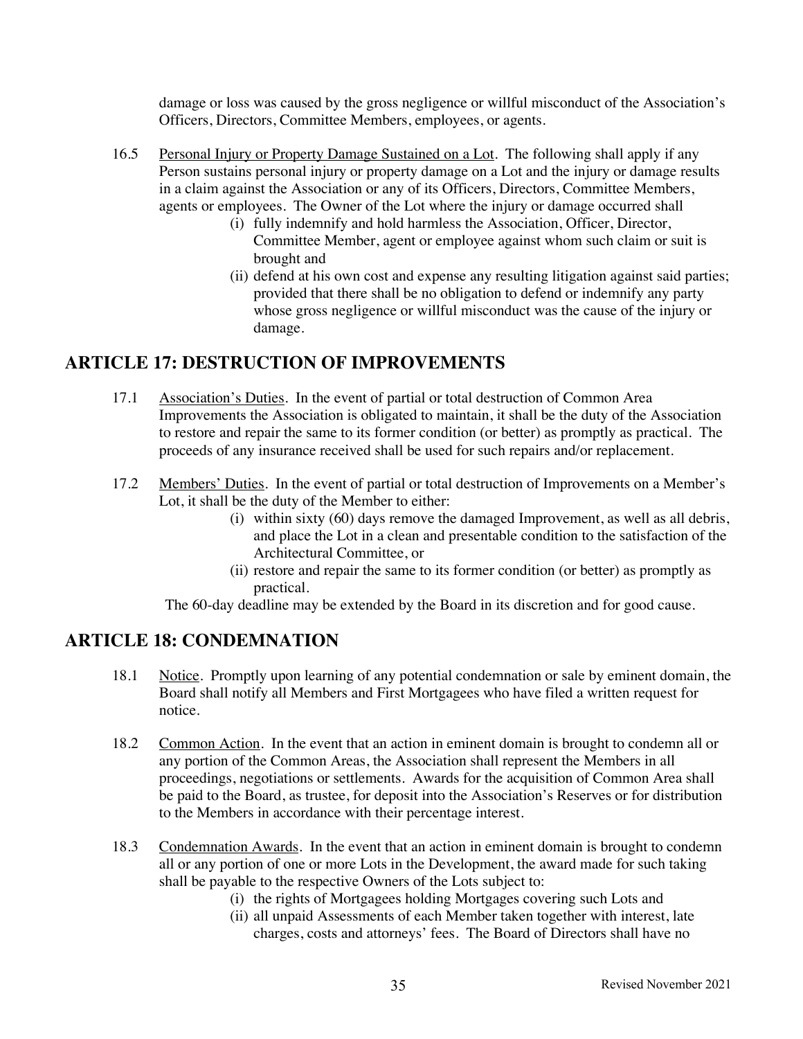damage or loss was caused by the gross negligence or willful misconduct of the Association's Officers, Directors, Committee Members, employees, or agents.

16.5 Personal Injury or Property Damage Sustained on a Lot. The following shall apply if any Person sustains personal injury or property damage on a Lot and the injury or damage results in a claim against the Association or any of its Officers, Directors, Committee Members, agents or employees. The Owner of the Lot where the injury or damage occurred shall

   (i) fully indemnify and hold harmless the Association, Officer, Director, Committee Member, agent or employee against whom such claim or suit is brought and
   (ii) defend at his own cost and expense any resulting litigation against said parties; provided that there shall be no obligation to defend or indemnify any party whose gross negligence or willful misconduct was the cause of the injury or damage.

## ARTICLE 17: DESTRUCTION OF IMPROVEMENTS

17.1 Association's Duties. In the event of partial or total destruction of Common Area Improvements the Association is obligated to maintain, it shall be the duty of the Association to restore and repair the same to its former condition (or better) as promptly as practical. The proceeds of any insurance received shall be used for such repairs and/or replacement.

17.2 Members' Duties. In the event of partial or total destruction of Improvements on a Member's Lot, it shall be the duty of the Member to either:

   (i) within sixty (60) days remove the damaged Improvement, as well as all debris, and place the Lot in a clean and presentable condition to the satisfaction of the Architectural Committee, or
   (ii) restore and repair the same to its former condition (or better) as promptly as practical.

The 60-day deadline may be extended by the Board in its discretion and for good cause.

## ARTICLE 18: CONDEMNATION

18.1 Notice. Promptly upon learning of any potential condemnation or sale by eminent domain, the Board shall notify all Members and First Mortgagees who have filed a written request for notice.

18.2 Common Action. In the event that an action in eminent domain is brought to condemn all or any portion of the Common Areas, the Association shall represent the Members in all proceedings, negotiations or settlements. Awards for the acquisition of Common Area shall be paid to the Board, as trustee, for deposit into the Association's Reserves or for distribution to the Members in accordance with their percentage interest.

18.3 Condemnation Awards. In the event that an action in eminent domain is brought to condemn all or any portion of one or more Lots in the Development, the award made for such taking shall be payable to the respective Owners of the Lots subject to:

   (i) the rights of Mortgagees holding Mortgages covering such Lots and
   (ii) all unpaid Assessments of each Member taken together with interest, late charges, costs and attorneys' fees. The Board of Directors shall have no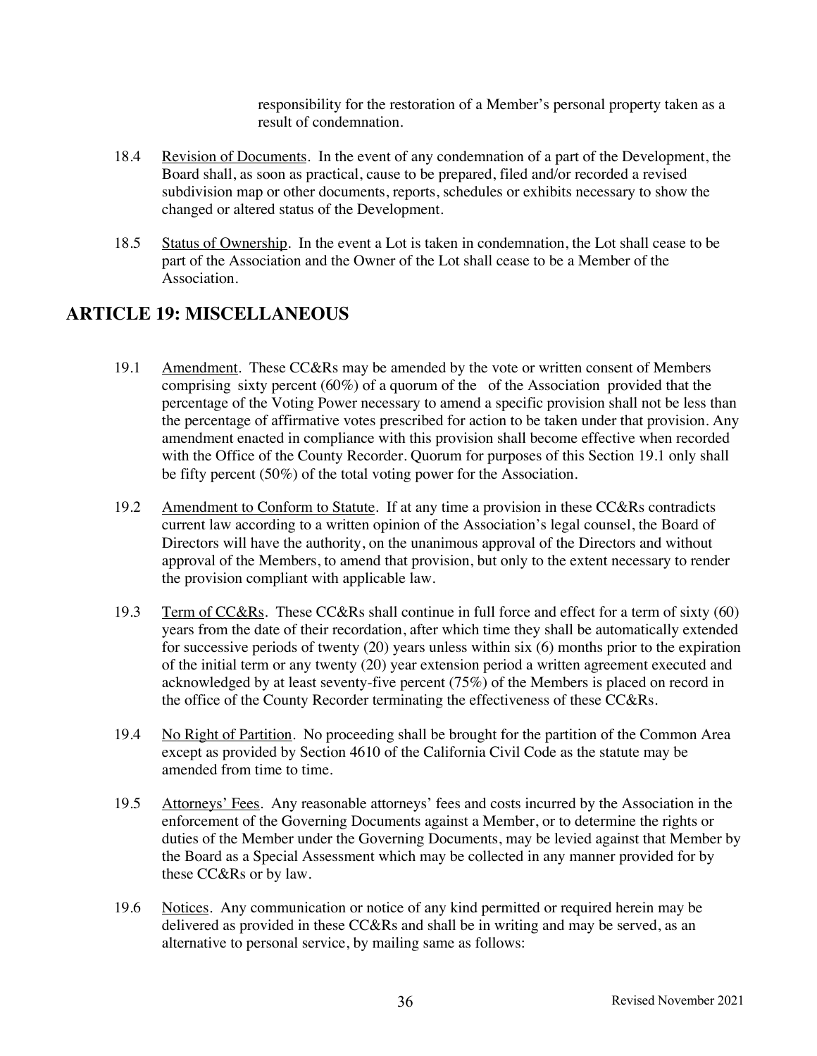responsibility for the restoration of a Member's personal property taken as a result of condemnation.

18.4 Revision of Documents. In the event of any condemnation of a part of the Development, the Board shall, as soon as practical, cause to be prepared, filed and/or recorded a revised subdivision map or other documents, reports, schedules or exhibits necessary to show the changed or altered status of the Development.

18.5 Status of Ownership. In the event a Lot is taken in condemnation, the Lot shall cease to be part of the Association and the Owner of the Lot shall cease to be a Member of the Association.

## ARTICLE 19: MISCELLANEOUS

19.1 Amendment. These CC&Rs may be amended by the vote or written consent of Members comprising sixty percent (60%) of a quorum of the of the Association provided that the percentage of the Voting Power necessary to amend a specific provision shall not be less than the percentage of affirmative votes prescribed for action to be taken under that provision. Any amendment enacted in compliance with this provision shall become effective when recorded with the Office of the County Recorder. Quorum for purposes of this Section 19.1 only shall be fifty percent (50%) of the total voting power for the Association.

19.2 Amendment to Conform to Statute. If at any time a provision in these CC&Rs contradicts current law according to a written opinion of the Association's legal counsel, the Board of Directors will have the authority, on the unanimous approval of the Directors and without approval of the Members, to amend that provision, but only to the extent necessary to render the provision compliant with applicable law.

19.3 Term of CC&Rs. These CC&Rs shall continue in full force and effect for a term of sixty (60) years from the date of their recordation, after which time they shall be automatically extended for successive periods of twenty (20) years unless within six (6) months prior to the expiration of the initial term or any twenty (20) year extension period a written agreement executed and acknowledged by at least seventy-five percent (75%) of the Members is placed on record in the office of the County Recorder terminating the effectiveness of these CC&Rs.

19.4 No Right of Partition. No proceeding shall be brought for the partition of the Common Area except as provided by Section 4610 of the California Civil Code as the statute may be amended from time to time.

19.5 Attorneys' Fees. Any reasonable attorneys' fees and costs incurred by the Association in the enforcement of the Governing Documents against a Member, or to determine the rights or duties of the Member under the Governing Documents, may be levied against that Member by the Board as a Special Assessment which may be collected in any manner provided for by these CC&Rs or by law.

19.6 Notices. Any communication or notice of any kind permitted or required herein may be delivered as provided in these CC&Rs and shall be in writing and may be served, as an alternative to personal service, by mailing same as follows: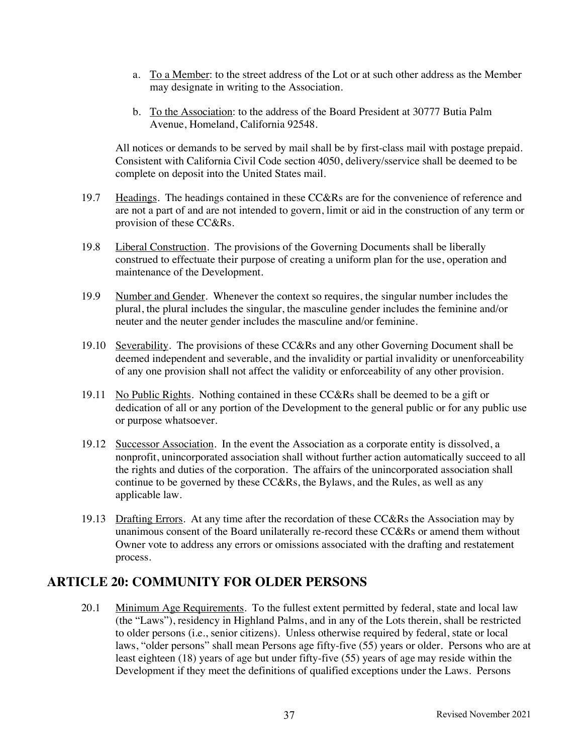a. To a Member: to the street address of the Lot or at such other address as the Member may designate in writing to the Association.

b. To the Association: to the address of the Board President at 30777 Butia Palm Avenue, Homeland, California 92548.

All notices or demands to be served by mail shall be by first-class mail with postage prepaid. Consistent with California Civil Code section 4050, delivery/sservice shall be deemed to be complete on deposit into the United States mail.

19.7 Headings. The headings contained in these CC&Rs are for the convenience of reference and are not a part of and are not intended to govern, limit or aid in the construction of any term or provision of these CC&Rs.

19.8 Liberal Construction. The provisions of the Governing Documents shall be liberally construed to effectuate their purpose of creating a uniform plan for the use, operation and maintenance of the Development.

19.9 Number and Gender. Whenever the context so requires, the singular number includes the plural, the plural includes the singular, the masculine gender includes the feminine and/or neuter and the neuter gender includes the masculine and/or feminine.

19.10 Severability. The provisions of these CC&Rs and any other Governing Document shall be deemed independent and severable, and the invalidity or partial invalidity or unenforceability of any one provision shall not affect the validity or enforceability of any other provision.

19.11 No Public Rights. Nothing contained in these CC&Rs shall be deemed to be a gift or dedication of all or any portion of the Development to the general public or for any public use or purpose whatsoever.

19.12 Successor Association. In the event the Association as a corporate entity is dissolved, a nonprofit, unincorporated association shall without further action automatically succeed to all the rights and duties of the corporation. The affairs of the unincorporated association shall continue to be governed by these CC&Rs, the Bylaws, and the Rules, as well as any applicable law.

19.13 Drafting Errors. At any time after the recordation of these CC&Rs the Association may by unanimous consent of the Board unilaterally re-record these CC&Rs or amend them without Owner vote to address any errors or omissions associated with the drafting and restatement process.

## ARTICLE 20: COMMUNITY FOR OLDER PERSONS

20.1 Minimum Age Requirements. To the fullest extent permitted by federal, state and local law (the "Laws"), residency in Highland Palms, and in any of the Lots therein, shall be restricted to older persons (i.e., senior citizens). Unless otherwise required by federal, state or local laws, "older persons" shall mean Persons age fifty-five (55) years or older. Persons who are at least eighteen (18) years of age but under fifty-five (55) years of age may reside within the Development if they meet the definitions of qualified exceptions under the Laws. Persons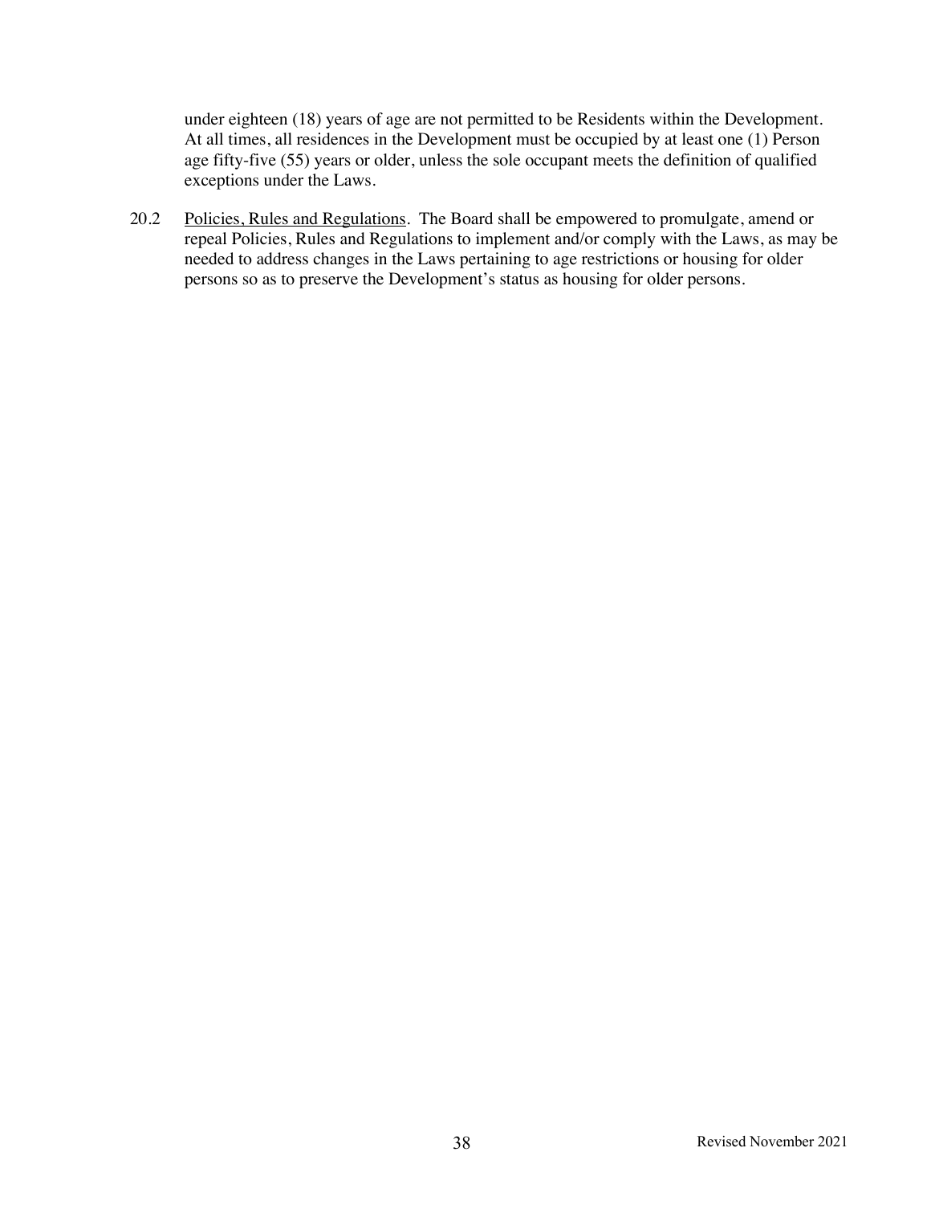under eighteen (18) years of age are not permitted to be Residents within the Development. At all times, all residences in the Development must be occupied by at least one (1) Person age fifty-five (55) years or older, unless the sole occupant meets the definition of qualified exceptions under the Laws.

20.2 Policies, Rules and Regulations. The Board shall be empowered to promulgate, amend or repeal Policies, Rules and Regulations to implement and/or comply with the Laws, as may be needed to address changes in the Laws pertaining to age restrictions or housing for older persons so as to preserve the Development's status as housing for older persons.